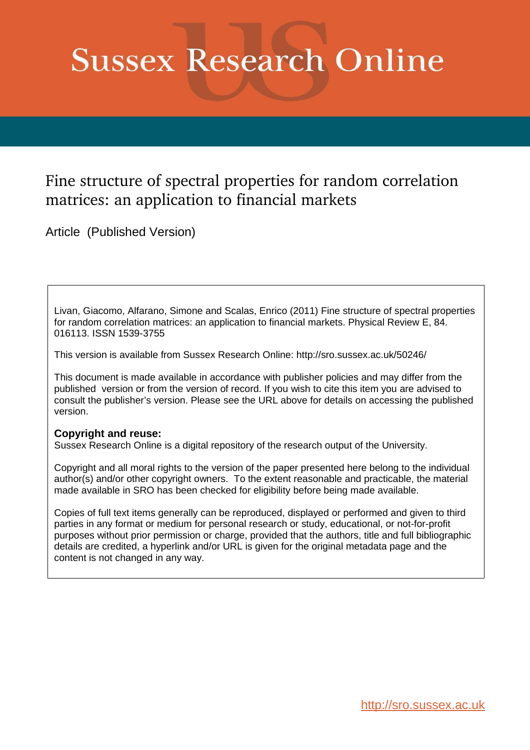# Sussex Research Online

## Fine structure of spectral properties for random correlation matrices: an application to financial markets

Article (Published Version)

Livan, Giacomo, Alfarano, Simone and Scalas, Enrico (2011) Fine structure of spectral properties for random correlation matrices: an application to financial markets. Physical Review E, 84. 016113. ISSN 1539-3755

This version is available from Sussex Research Online: http://sro.sussex.ac.uk/50246/

This document is made available in accordance with publisher policies and may differ from the published version or from the version of record. If you wish to cite this item you are advised to consult the publisher's version. Please see the URL above for details on accessing the published version.

**Copyright and reuse:**
Sussex Research Online is a digital repository of the research output of the University.

Copyright and all moral rights to the version of the paper presented here belong to the individual author(s) and/or other copyright owners. To the extent reasonable and practicable, the material made available in SRO has been checked for eligibility before being made available.

Copies of full text items generally can be reproduced, displayed or performed and given to third parties in any format or medium for personal research or study, educational, or not-for-profit purposes without prior permission or charge, provided that the authors, title and full bibliographic details are credited, a hyperlink and/or URL is given for the original metadata page and the content is not changed in any way.

http://sro.sussex.ac.uk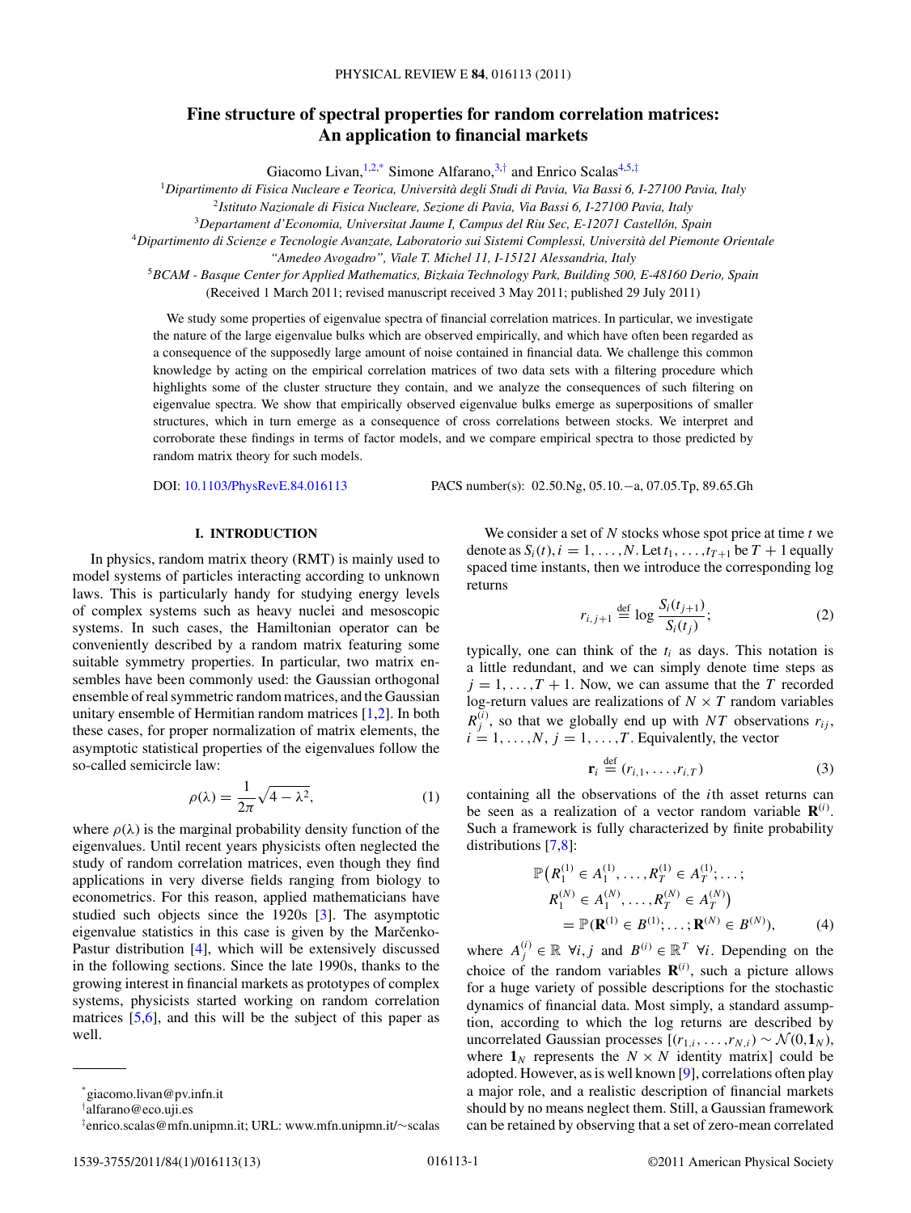# Fine structure of spectral properties for random correlation matrices: An application to financial markets

Giacomo Livan,[1,2,*] Simone Alfarano,[3,†] and Enrico Scalas[4,5,‡]

[1]Dipartimento di Fisica Nucleare e Teorica, Università degli Studi di Pavia, Via Bassi 6, I-27100 Pavia, Italy

[2]Istituto Nazionale di Fisica Nucleare, Sezione di Pavia, Via Bassi 6, I-27100 Pavia, Italy

[3]Departament d'Economia, Universitat Jaume I, Campus del Riu Sec, E-12071 Castellón, Spain

[4]Dipartimento di Scienze e Tecnologie Avanzate, Laboratorio sui Sistemi Complessi, Università del Piemonte Orientale "Amedeo Avogadro", Viale T. Michel 11, I-15121 Alessandria, Italy

[5]BCAM - Basque Center for Applied Mathematics, Bizkaia Technology Park, Building 500, E-48160 Derio, Spain

(Received 1 March 2011; revised manuscript received 3 May 2011; published 29 July 2011)

We study some properties of eigenvalue spectra of financial correlation matrices. In particular, we investigate the nature of the large eigenvalue bulks which are observed empirically, and which have often been regarded as a consequence of the supposedly large amount of noise contained in financial data. We challenge this common knowledge by acting on the empirical correlation matrices of two data sets with a filtering procedure which highlights some of the cluster structure they contain, and we analyze the consequences of such filtering on eigenvalue spectra. We show that empirically observed eigenvalue bulks emerge as superpositions of smaller structures, which in turn emerge as a consequence of cross correlations between stocks. We interpret and corroborate these findings in terms of factor models, and we compare empirical spectra to those predicted by random matrix theory for such models.

DOI: 10.1103/PhysRevE.84.016113 PACS number(s): 02.50.Ng, 05.10.−a, 07.05.Tp, 89.65.Gh

## I. INTRODUCTION

In physics, random matrix theory (RMT) is mainly used to model systems of particles interacting according to unknown laws. This is particularly handy for studying energy levels of complex systems such as heavy nuclei and mesoscopic systems. In such cases, the Hamiltonian operator can be conveniently described by a random matrix featuring some suitable symmetry properties. In particular, two matrix ensembles have been commonly used: the Gaussian orthogonal ensemble of real symmetric random matrices, and the Gaussian unitary ensemble of Hermitian random matrices [1,2]. In both these cases, for proper normalization of matrix elements, the asymptotic statistical properties of the eigenvalues follow the so-called semicircle law:

$$\rho(\lambda) = \frac{1}{2\pi}\sqrt{4-\lambda^2}, \tag{1}$$

where $\rho(\lambda)$ is the marginal probability density function of the eigenvalues. Until recent years physicists often neglected the study of random correlation matrices, even though they find applications in very diverse fields ranging from biology to econometrics. For this reason, applied mathematicians have studied such objects since the 1920s [3]. The asymptotic eigenvalue statistics in this case is given by the Marčenko-Pastur distribution [4], which will be extensively discussed in the following sections. Since the late 1990s, thanks to the growing interest in financial markets as prototypes of complex systems, physicists started working on random correlation matrices [5,6], and this will be the subject of this paper as well.

We consider a set of $N$ stocks whose spot price at time $t$ we denote as $S_i(t), i = 1,\ldots,N$. Let $t_1,\ldots,t_{T+1}$ be $T+1$ equally spaced time instants, then we introduce the corresponding log returns

$$r_{i,j+1} \stackrel{\text{def}}{=} \log\frac{S_i(t_{j+1})}{S_i(t_j)}; \tag{2}$$

typically, one can think of the $t_i$ as days. This notation is a little redundant, and we can simply denote time steps as $j = 1,\ldots,T+1$. Now, we can assume that the $T$ recorded log-return values are realizations of $N \times T$ random variables $R_j^{(i)}$, so that we globally end up with $NT$ observations $r_{ij}$, $i = 1,\ldots,N$, $j = 1,\ldots,T$. Equivalently, the vector

$$\mathbf{r}_i \stackrel{\text{def}}{=} (r_{i,1},\ldots,r_{i,T}) \tag{3}$$

containing all the observations of the $i$th asset returns can be seen as a realization of a vector random variable $\mathbf{R}^{(i)}$. Such a framework is fully characterized by finite probability distributions [7,8]:

$$\begin{aligned}\mathbb{P}\big(R_1^{(1)} \in A_1^{(1)},\ldots,R_T^{(1)} \in A_T^{(1)};\ldots;\\ R_1^{(N)} \in A_1^{(N)},\ldots,R_T^{(N)} \in A_T^{(N)}\big)\\ = \mathbb{P}(\mathbf{R}^{(1)} \in B^{(1)};\ldots;\mathbf{R}^{(N)} \in B^{(N)}),\end{aligned} \tag{4}$$

where $A_j^{(i)} \in \mathbb{R}\ \forall i,j$ and $B^{(i)} \in \mathbb{R}^T\ \forall i$. Depending on the choice of the random variables $\mathbf{R}^{(i)}$, such a picture allows for a huge variety of possible descriptions for the stochastic dynamics of financial data. Most simply, a standard assumption, according to which the log returns are described by uncorrelated Gaussian processes $[(r_{1,i},\ldots,r_{N,i}) \sim \mathcal{N}(0,\mathbf{1}_N)$, where $\mathbf{1}_N$ represents the $N \times N$ identity matrix] could be adopted. However, as is well known [9], correlations often play a major role, and a realistic description of financial markets should by no means neglect them. Still, a Gaussian framework can be retained by observing that a set of zero-mean correlated

*giacomo.livan@pv.infn.it

†alfarano@eco.uji.es

‡enrico.scalas@mfn.unipmn.it; URL: www.mfn.unipmn.it/~scalas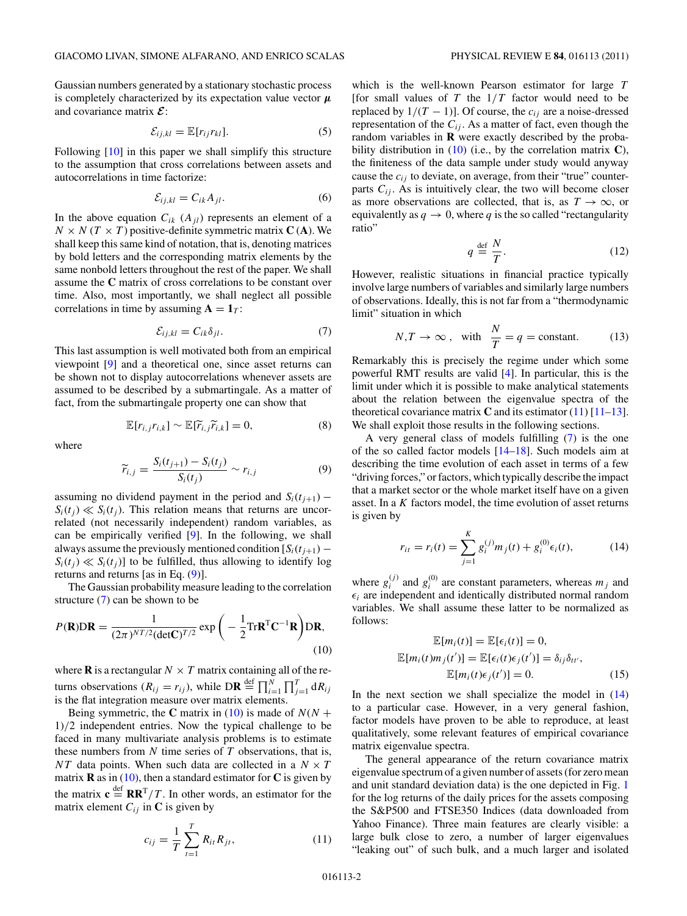Gaussian numbers generated by a stationary stochastic process is completely characterized by its expectation value vector $\boldsymbol{\mu}$ and covariance matrix $\boldsymbol{\mathcal{E}}$:

$$\mathcal{E}_{ij,kl} = \mathbb{E}[r_{ij} r_{kl}]. \tag{5}$$

Following [10] in this paper we shall simplify this structure to the assumption that cross correlations between assets and autocorrelations in time factorize:

$$\mathcal{E}_{ij,kl} = C_{ik} A_{jl}. \tag{6}$$

In the above equation $C_{ik}$ ($A_{jl}$) represents an element of a $N \times N$ ($T \times T$) positive-definite symmetric matrix $\mathbf{C}$ ($\mathbf{A}$). We shall keep this same kind of notation, that is, denoting matrices by bold letters and the corresponding matrix elements by the same nonbold letters throughout the rest of the paper. We shall assume the $\mathbf{C}$ matrix of cross correlations to be constant over time. Also, most importantly, we shall neglect all possible correlations in time by assuming $\mathbf{A} = \mathbf{1}_T$:

$$\mathcal{E}_{ij,kl} = C_{ik} \delta_{jl}. \tag{7}$$

This last assumption is well motivated both from an empirical viewpoint [9] and a theoretical one, since asset returns can be shown not to display autocorrelations whenever assets are assumed to be described by a submartingale. As a matter of fact, from the submartingale property one can show that

$$\mathbb{E}[r_{i,j} r_{i,k}] \sim \mathbb{E}[\widetilde{r}_{i,j} \widetilde{r}_{i,k}] = 0, \tag{8}$$

where

$$\widetilde{r}_{i,j} = \frac{S_i(t_{j+1}) - S_i(t_j)}{S_i(t_j)} \sim r_{i,j} \tag{9}$$

assuming no dividend payment in the period and $S_i(t_{j+1}) - S_i(t_j) \ll S_i(t_j)$. This relation means that returns are uncorrelated (not necessarily independent) random variables, as can be empirically verified [9]. In the following, we shall always assume the previously mentioned condition $[S_i(t_{j+1}) - S_i(t_j) \ll S_i(t_j)]$ to be fulfilled, thus allowing to identify log returns and returns [as in Eq. (9)].

The Gaussian probability measure leading to the correlation structure (7) can be shown to be

$$P(\mathbf{R}) \mathrm{D}\mathbf{R} = \frac{1}{(2\pi)^{NT/2} (\det \mathbf{C})^{T/2}} \exp\left( -\frac{1}{2} \mathrm{Tr} \mathbf{R}^{\mathrm{T}} \mathbf{C}^{-1} \mathbf{R} \right) \mathrm{D}\mathbf{R}, \tag{10}$$

where $\mathbf{R}$ is a rectangular $N \times T$ matrix containing all of the returns observations ($R_{ij} = r_{ij}$), while $\mathrm{D}\mathbf{R} \overset{\text{def}}{=} \prod_{i=1}^{N} \prod_{j=1}^{T} \mathrm{d}R_{ij}$ is the flat integration measure over matrix elements.

Being symmetric, the $\mathbf{C}$ matrix in (10) is made of $N(N+1)/2$ independent entries. Now the typical challenge to be faced in many multivariate analysis problems is to estimate these numbers from $N$ time series of $T$ observations, that is, $NT$ data points. When such data are collected in a $N \times T$ matrix $\mathbf{R}$ as in (10), then a standard estimator for $\mathbf{C}$ is given by the matrix $\mathbf{c} \overset{\text{def}}{=} \mathbf{R}\mathbf{R}^{\mathrm{T}}/T$. In other words, an estimator for the matrix element $C_{ij}$ in $\mathbf{C}$ is given by

$$c_{ij} = \frac{1}{T} \sum_{t=1}^{T} R_{it} R_{jt}, \tag{11}$$

which is the well-known Pearson estimator for large $T$ [for small values of $T$ the $1/T$ factor would need to be replaced by $1/(T-1)$]. Of course, the $c_{ij}$ are a noise-dressed representation of the $C_{ij}$. As a matter of fact, even though the random variables in $\mathbf{R}$ were exactly described by the probability distribution in (10) (i.e., by the correlation matrix $\mathbf{C}$), the finiteness of the data sample under study would anyway cause the $c_{ij}$ to deviate, on average, from their "true" counterparts $C_{ij}$. As is intuitively clear, the two will become closer as more observations are collected, that is, as $T \to \infty$, or equivalently as $q \to 0$, where $q$ is the so called "rectangularity ratio"

$$q \overset{\text{def}}{=} \frac{N}{T}. \tag{12}$$

However, realistic situations in financial practice typically involve large numbers of variables and similarly large numbers of observations. Ideally, this is not far from a "thermodynamic limit" situation in which

$$N, T \to \infty, \quad \text{with} \quad \frac{N}{T} = q = \text{constant}. \tag{13}$$

Remarkably this is precisely the regime under which some powerful RMT results are valid [4]. In particular, this is the limit under which it is possible to make analytical statements about the relation between the eigenvalue spectra of the theoretical covariance matrix $\mathbf{C}$ and its estimator (11) [11–13]. We shall exploit those results in the following sections.

A very general class of models fulfilling (7) is the one of the so called factor models [14–18]. Such models aim at describing the time evolution of each asset in terms of a few "driving forces," or factors, which typically describe the impact that a market sector or the whole market itself have on a given asset. In a $K$ factors model, the time evolution of asset returns is given by

$$r_{it} = r_i(t) = \sum_{j=1}^{K} g_i^{(j)} m_j(t) + g_i^{(0)} \epsilon_i(t), \tag{14}$$

where $g_i^{(j)}$ and $g_i^{(0)}$ are constant parameters, whereas $m_j$ and $\epsilon_i$ are independent and identically distributed normal random variables. We shall assume these latter to be normalized as follows:

$$\begin{gathered} \mathbb{E}[m_i(t)] = \mathbb{E}[\epsilon_i(t)] = 0, \\ \mathbb{E}[m_i(t) m_j(t')] = \mathbb{E}[\epsilon_i(t) \epsilon_j(t')] = \delta_{ij} \delta_{tt'}, \\ \mathbb{E}[m_i(t) \epsilon_j(t')] = 0. \end{gathered} \tag{15}$$

In the next section we shall specialize the model in (14) to a particular case. However, in a very general fashion, factor models have proven to be able to reproduce, at least qualitatively, some relevant features of empirical covariance matrix eigenvalue spectra.

The general appearance of the return covariance matrix eigenvalue spectrum of a given number of assets (for zero mean and unit standard deviation data) is the one depicted in Fig. 1 for the log returns of the daily prices for the assets composing the S&P500 and FTSE350 Indices (data downloaded from Yahoo Finance). Three main features are clearly visible: a large bulk close to zero, a number of larger eigenvalues "leaking out" of such bulk, and a much larger and isolated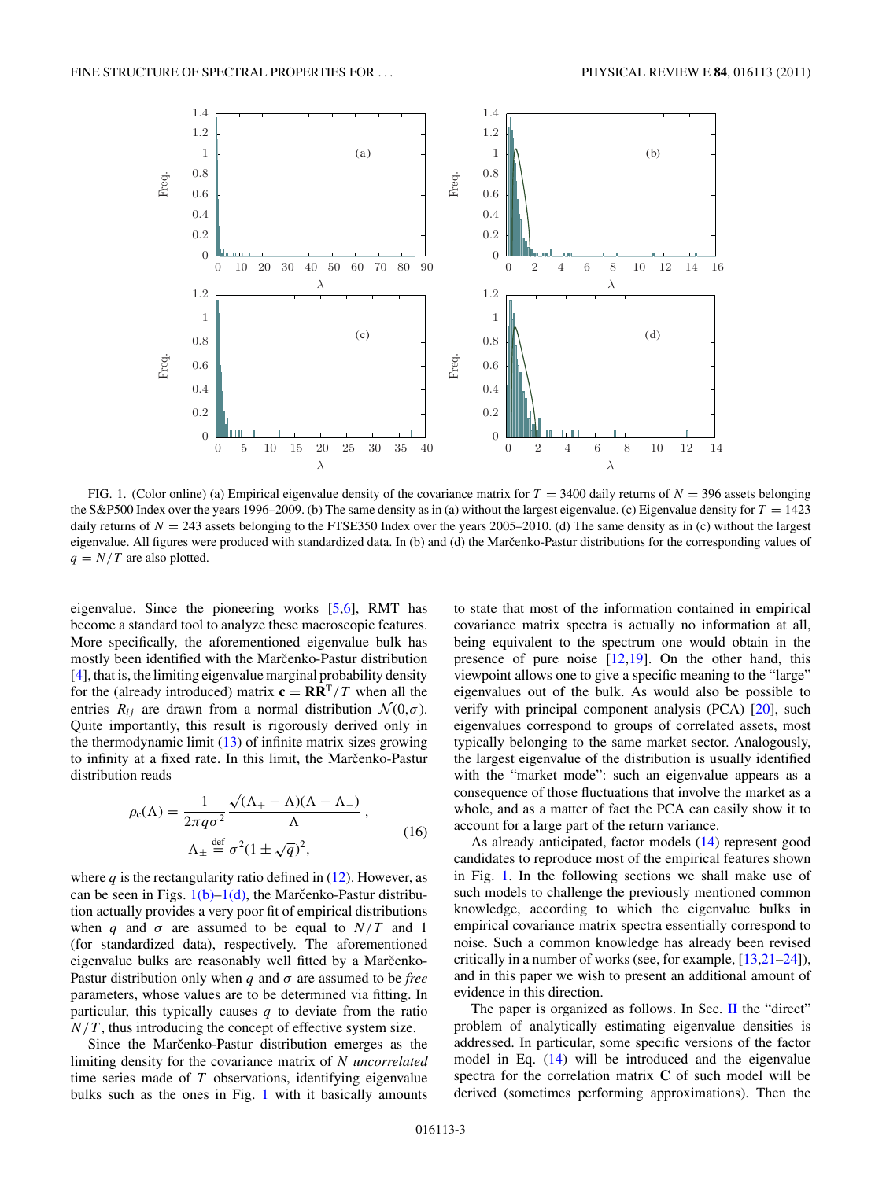FIG. 1. (Color online) (a) Empirical eigenvalue density of the covariance matrix for $T = 3400$ daily returns of $N = 396$ assets belonging the S&P500 Index over the years 1996–2009. (b) The same density as in (a) without the largest eigenvalue. (c) Eigenvalue density for $T = 1423$ daily returns of $N = 243$ assets belonging to the FTSE350 Index over the years 2005–2010. (d) The same density as in (c) without the largest eigenvalue. All figures were produced with standardized data. In (b) and (d) the Marčenko-Pastur distributions for the corresponding values of $q = N/T$ are also plotted.

eigenvalue. Since the pioneering works [5,6], RMT has become a standard tool to analyze these macroscopic features. More specifically, the aforementioned eigenvalue bulk has mostly been identified with the Marčenko-Pastur distribution [4], that is, the limiting eigenvalue marginal probability density for the (already introduced) matrix $\mathbf{c} = \mathbf{R}\mathbf{R}^{\mathrm{T}}/T$ when all the entries $R_{ij}$ are drawn from a normal distribution $\mathcal{N}(0,\sigma)$. Quite importantly, this result is rigorously derived only in the thermodynamic limit (13) of infinite matrix sizes growing to infinity at a fixed rate. In this limit, the Marčenko-Pastur distribution reads

$$\rho_{\mathbf{c}}(\Lambda) = \frac{1}{2\pi q \sigma^2} \frac{\sqrt{(\Lambda_+ - \Lambda)(\Lambda - \Lambda_-)}}{\Lambda}, \qquad \Lambda_{\pm} \overset{\text{def}}{=} \sigma^2(1 \pm \sqrt{q})^2, \tag{16}$$

where $q$ is the rectangularity ratio defined in (12). However, as can be seen in Figs. 1(b)–1(d), the Marčenko-Pastur distribution actually provides a very poor fit of empirical distributions when $q$ and $\sigma$ are assumed to be equal to $N/T$ and 1 (for standardized data), respectively. The aforementioned eigenvalue bulks are reasonably well fitted by a Marčenko-Pastur distribution only when $q$ and $\sigma$ are assumed to be *free* parameters, whose values are to be determined via fitting. In particular, this typically causes $q$ to deviate from the ratio $N/T$, thus introducing the concept of effective system size.

Since the Marčenko-Pastur distribution emerges as the limiting density for the covariance matrix of $N$ *uncorrelated* time series made of $T$ observations, identifying eigenvalue bulks such as the ones in Fig. 1 with it basically amounts to state that most of the information contained in empirical covariance matrix spectra is actually no information at all, being equivalent to the spectrum one would obtain in the presence of pure noise [12,19]. On the other hand, this viewpoint allows one to give a specific meaning to the "large" eigenvalues out of the bulk. As would also be possible to verify with principal component analysis (PCA) [20], such eigenvalues correspond to groups of correlated assets, most typically belonging to the same market sector. Analogously, the largest eigenvalue of the distribution is usually identified with the "market mode": such an eigenvalue appears as a consequence of those fluctuations that involve the market as a whole, and as a matter of fact the PCA can easily show it to account for a large part of the return variance.

As already anticipated, factor models (14) represent good candidates to reproduce most of the empirical features shown in Fig. 1. In the following sections we shall make use of such models to challenge the previously mentioned common knowledge, according to which the eigenvalue bulks in empirical covariance matrix spectra essentially correspond to noise. Such a common knowledge has already been revised critically in a number of works (see, for example, [13,21–24]), and in this paper we wish to present an additional amount of evidence in this direction.

The paper is organized as follows. In Sec. II the "direct" problem of analytically estimating eigenvalue densities is addressed. In particular, some specific versions of the factor model in Eq. (14) will be introduced and the eigenvalue spectra for the correlation matrix $\mathbf{C}$ of such model will be derived (sometimes performing approximations). Then the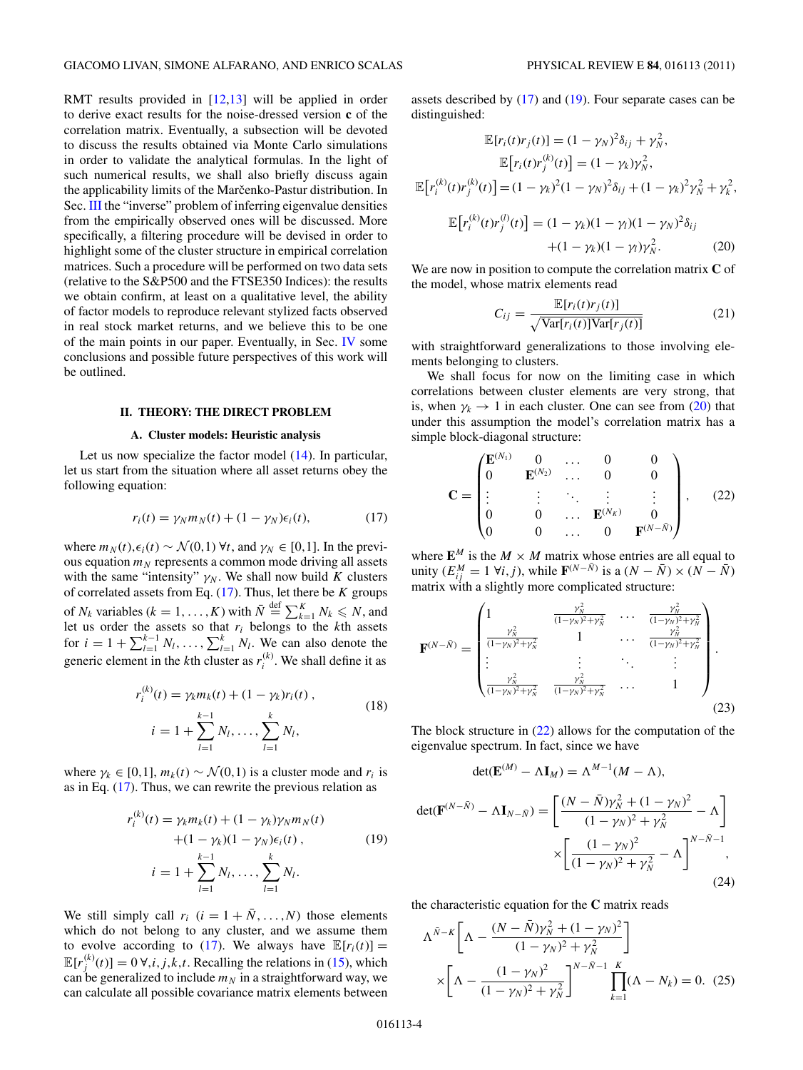RMT results provided in [12,13] will be applied in order to derive exact results for the noise-dressed version $\mathbf{c}$ of the correlation matrix. Eventually, a subsection will be devoted to discuss the results obtained via Monte Carlo simulations in order to validate the analytical formulas. In the light of such numerical results, we shall also briefly discuss again the applicability limits of the Marčenko-Pastur distribution. In Sec. III the "inverse" problem of inferring eigenvalue densities from the empirically observed ones will be discussed. More specifically, a filtering procedure will be devised in order to highlight some of the cluster structure in empirical correlation matrices. Such a procedure will be performed on two data sets (relative to the S&P500 and the FTSE350 Indices): the results we obtain confirm, at least on a qualitative level, the ability of factor models to reproduce relevant stylized facts observed in real stock market returns, and we believe this to be one of the main points in our paper. Eventually, in Sec. IV some conclusions and possible future perspectives of this work will be outlined.

## II. THEORY: THE DIRECT PROBLEM

### A. Cluster models: Heuristic analysis

Let us now specialize the factor model (14). In particular, let us start from the situation where all asset returns obey the following equation:

$$r_i(t) = \gamma_N m_N(t) + (1-\gamma_N)\epsilon_i(t), \tag{17}$$

where $m_N(t),\epsilon_i(t) \sim \mathcal{N}(0,1)\ \forall t$, and $\gamma_N \in [0,1]$. In the previous equation $m_N$ represents a common mode driving all assets with the same "intensity" $\gamma_N$. We shall now build $K$ clusters of correlated assets from Eq. (17). Thus, let there be $K$ groups of $N_k$ variables ($k = 1,\dots,K$) with $\bar{N} \stackrel{\text{def}}{=} \sum_{k=1}^{K} N_k \leqslant N$, and let us order the assets so that $r_i$ belongs to the $k$th assets for $i = 1+\sum_{l=1}^{k-1} N_l,\dots,\sum_{l=1}^{k} N_l$. We can also denote the generic element in the $k$th cluster as $r_i^{(k)}$. We shall define it as

$$r_i^{(k)}(t) = \gamma_k m_k(t) + (1-\gamma_k) r_i(t)\,, \qquad i = 1+\sum_{l=1}^{k-1} N_l,\dots,\sum_{l=1}^{k} N_l, \tag{18}$$

where $\gamma_k \in [0,1]$, $m_k(t) \sim \mathcal{N}(0,1)$ is a cluster mode and $r_i$ is as in Eq. (17). Thus, we can rewrite the previous relation as

$$\begin{aligned} r_i^{(k)}(t) = {} & \gamma_k m_k(t) + (1-\gamma_k)\gamma_N m_N(t) \\ & + (1-\gamma_k)(1-\gamma_N)\epsilon_i(t)\,, \\ i = {} & 1+\sum_{l=1}^{k-1} N_l,\dots,\sum_{l=1}^{k} N_l. \end{aligned} \tag{19}$$

We still simply call $r_i$ ($i = 1+\bar{N},\dots,N$) those elements which do not belong to any cluster, and we assume them to evolve according to (17). We always have $\mathbb{E}[r_i(t)] = \mathbb{E}[r_j^{(k)}(t)] = 0\ \forall, i, j, k, t$. Recalling the relations in (15), which can be generalized to include $m_N$ in a straightforward way, we can calculate all possible covariance matrix elements between assets described by (17) and (19). Four separate cases can be distinguished:

$$\begin{aligned} \mathbb{E}[r_i(t)r_j(t)] &= (1-\gamma_N)^2\delta_{ij} + \gamma_N^2, \\ \mathbb{E}\big[r_i(t)r_j^{(k)}(t)\big] &= (1-\gamma_k)\gamma_N^2, \\ \mathbb{E}\big[r_i^{(k)}(t)r_j^{(k)}(t)\big] &= (1-\gamma_k)^2(1-\gamma_N)^2\delta_{ij} + (1-\gamma_k)^2\gamma_N^2 + \gamma_k^2, \\ \mathbb{E}\big[r_i^{(k)}(t)r_j^{(l)}(t)\big] &= (1-\gamma_k)(1-\gamma_l)(1-\gamma_N)^2\delta_{ij} \\ &\quad + (1-\gamma_k)(1-\gamma_l)\gamma_N^2. \end{aligned} \tag{20}$$

We are now in position to compute the correlation matrix $\mathbf{C}$ of the model, whose matrix elements read

$$C_{ij} = \frac{\mathbb{E}[r_i(t)r_j(t)]}{\sqrt{\mathrm{Var}[r_i(t)]\mathrm{Var}[r_j(t)]}} \tag{21}$$

with straightforward generalizations to those involving elements belonging to clusters.

We shall focus for now on the limiting case in which correlations between cluster elements are very strong, that is, when $\gamma_k \to 1$ in each cluster. One can see from (20) that under this assumption the model's correlation matrix has a simple block-diagonal structure:

$$\mathbf{C} = \begin{pmatrix} \mathbf{E}^{(N_1)} & 0 & \dots & 0 & 0 \\ 0 & \mathbf{E}^{(N_2)} & \dots & 0 & 0 \\ \vdots & \vdots & \ddots & \vdots & \vdots \\ 0 & 0 & \dots & \mathbf{E}^{(N_K)} & 0 \\ 0 & 0 & \dots & 0 & \mathbf{F}^{(N-\bar{N})} \end{pmatrix}, \tag{22}$$

where $\mathbf{E}^M$ is the $M \times M$ matrix whose entries are all equal to unity ($E_{ij}^M = 1\ \forall i,j$), while $\mathbf{F}^{(N-\bar{N})}$ is a $(N-\bar{N}) \times (N-\bar{N})$ matrix with a slightly more complicated structure:

$$\mathbf{F}^{(N-\bar{N})} = \begin{pmatrix} 1 & \frac{\gamma_N^2}{(1-\gamma_N)^2+\gamma_N^2} & \dots & \frac{\gamma_N^2}{(1-\gamma_N)^2+\gamma_N^2} \\ \frac{\gamma_N^2}{(1-\gamma_N)^2+\gamma_N^2} & 1 & \dots & \frac{\gamma_N^2}{(1-\gamma_N)^2+\gamma_N^2} \\ \vdots & \vdots & \ddots & \vdots \\ \frac{\gamma_N^2}{(1-\gamma_N)^2+\gamma_N^2} & \frac{\gamma_N^2}{(1-\gamma_N)^2+\gamma_N^2} & \dots & 1 \end{pmatrix}. \tag{23}$$

The block structure in (22) allows for the computation of the eigenvalue spectrum. In fact, since we have

$$\begin{aligned} \det(\mathbf{E}^{(M)} - \Lambda \mathbf{I}_M) &= \Lambda^{M-1}(M-\Lambda), \\ \det(\mathbf{F}^{(N-\bar{N})} - \Lambda \mathbf{I}_{N-\bar{N}}) &= \left[\frac{(N-\bar{N})\gamma_N^2 + (1-\gamma_N)^2}{(1-\gamma_N)^2+\gamma_N^2} - \Lambda\right] \\ &\quad \times \left[\frac{(1-\gamma_N)^2}{(1-\gamma_N)^2+\gamma_N^2} - \Lambda\right]^{N-\bar{N}-1}, \end{aligned} \tag{24}$$

the characteristic equation for the $\mathbf{C}$ matrix reads

$$\begin{aligned} \Lambda^{\bar{N}-K}&\left[\Lambda - \frac{(N-\bar{N})\gamma_N^2 + (1-\gamma_N)^2}{(1-\gamma_N)^2+\gamma_N^2}\right] \\ &\times \left[\Lambda - \frac{(1-\gamma_N)^2}{(1-\gamma_N)^2+\gamma_N^2}\right]^{N-\bar{N}-1} \prod_{k=1}^{K}(\Lambda - N_k) = 0. \end{aligned} \tag{25}$$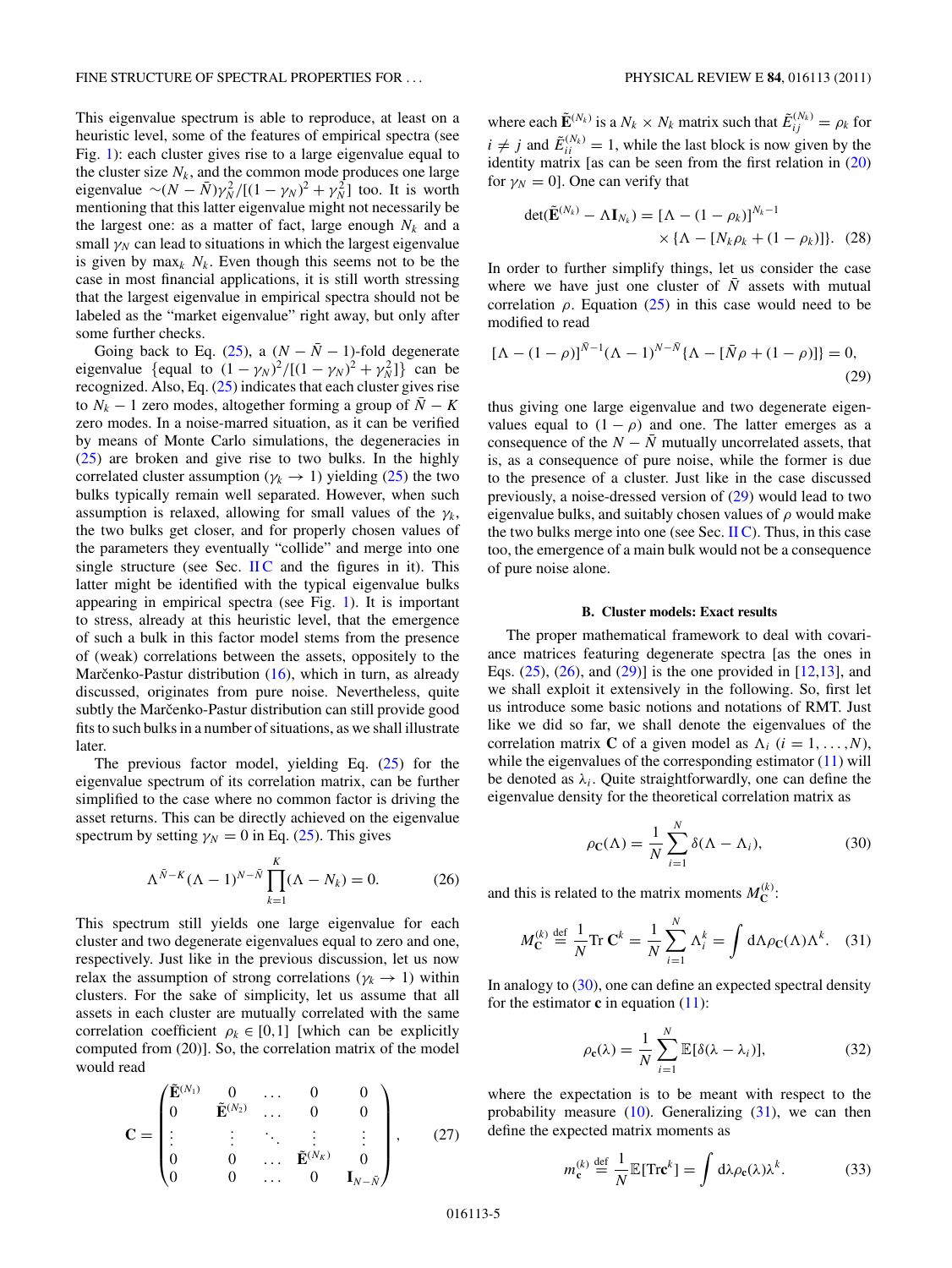This eigenvalue spectrum is able to reproduce, at least on a heuristic level, some of the features of empirical spectra (see Fig. 1): each cluster gives rise to a large eigenvalue equal to the cluster size $N_k$, and the common mode produces one large eigenvalue $\sim(N-\bar{N})\gamma_N^2/[(1-\gamma_N)^2+\gamma_N^2]$ too. It is worth mentioning that this latter eigenvalue might not necessarily be the largest one: as a matter of fact, large enough $N_k$ and a small $\gamma_N$ can lead to situations in which the largest eigenvalue is given by $\max_k N_k$. Even though this seems not to be the case in most financial applications, it is still worth stressing that the largest eigenvalue in empirical spectra should not be labeled as the "market eigenvalue" right away, but only after some further checks.

Going back to Eq. (25), a $(N-\bar{N}-1)$-fold degenerate eigenvalue $\{$equal to $(1-\gamma_N)^2/[(1-\gamma_N)^2+\gamma_N^2]\}$ can be recognized. Also, Eq. (25) indicates that each cluster gives rise to $N_k - 1$ zero modes, altogether forming a group of $\bar{N}-K$ zero modes. In a noise-marred situation, as it can be verified by means of Monte Carlo simulations, the degeneracies in (25) are broken and give rise to two bulks. In the highly correlated cluster assumption ($\gamma_k \to 1$) yielding (25) the two bulks typically remain well separated. However, when such assumption is relaxed, allowing for small values of the $\gamma_k$, the two bulks get closer, and for properly chosen values of the parameters they eventually "collide" and merge into one single structure (see Sec. II C and the figures in it). This latter might be identified with the typical eigenvalue bulks appearing in empirical spectra (see Fig. 1). It is important to stress, already at this heuristic level, that the emergence of such a bulk in this factor model stems from the presence of (weak) correlations between the assets, oppositely to the Marčenko-Pastur distribution (16), which in turn, as already discussed, originates from pure noise. Nevertheless, quite subtly the Marčenko-Pastur distribution can still provide good fits to such bulks in a number of situations, as we shall illustrate later.

The previous factor model, yielding Eq. (25) for the eigenvalue spectrum of its correlation matrix, can be further simplified to the case where no common factor is driving the asset returns. This can be directly achieved on the eigenvalue spectrum by setting $\gamma_N = 0$ in Eq. (25). This gives

$$\Lambda^{\bar{N}-K}(\Lambda-1)^{N-\bar{N}}\prod_{k=1}^{K}(\Lambda-N_k)=0. \tag{26}$$

This spectrum still yields one large eigenvalue for each cluster and two degenerate eigenvalues equal to zero and one, respectively. Just like in the previous discussion, let us now relax the assumption of strong correlations ($\gamma_k \to 1$) within clusters. For the sake of simplicity, let us assume that all assets in each cluster are mutually correlated with the same correlation coefficient $\rho_k \in [0,1]$ [which can be explicitly computed from (20)]. So, the correlation matrix of the model would read

$$\mathbf{C}=\begin{pmatrix} \tilde{\mathbf{E}}^{(N_1)} & 0 & \dots & 0 & 0 \\ 0 & \tilde{\mathbf{E}}^{(N_2)} & \dots & 0 & 0 \\ \vdots & \vdots & \ddots & \vdots & \vdots \\ 0 & 0 & \dots & \tilde{\mathbf{E}}^{(N_K)} & 0 \\ 0 & 0 & \dots & 0 & \mathbf{I}_{N-\bar{N}} \end{pmatrix}, \tag{27}$$

where each $\tilde{\mathbf{E}}^{(N_k)}$ is a $N_k \times N_k$ matrix such that $\tilde{E}_{ij}^{(N_k)} = \rho_k$ for $i \neq j$ and $\tilde{E}_{ii}^{(N_k)} = 1$, while the last block is now given by the identity matrix [as can be seen from the first relation in (20) for $\gamma_N = 0$]. One can verify that

$$\det(\tilde{\mathbf{E}}^{(N_k)} - \Lambda \mathbf{I}_{N_k}) = [\Lambda-(1-\rho_k)]^{N_k-1} \times \{\Lambda - [N_k\rho_k + (1-\rho_k)]\}. \tag{28}$$

In order to further simplify things, let us consider the case where we have just one cluster of $\bar{N}$ assets with mutual correlation $\rho$. Equation (25) in this case would need to be modified to read

$$[\Lambda-(1-\rho)]^{\bar{N}-1}(\Lambda-1)^{N-\bar{N}}\{\Lambda-[\bar{N}\rho+(1-\rho)]\}=0, \tag{29}$$

thus giving one large eigenvalue and two degenerate eigenvalues equal to $(1-\rho)$ and one. The latter emerges as a consequence of the $N-\bar{N}$ mutually uncorrelated assets, that is, as a consequence of pure noise, while the former is due to the presence of a cluster. Just like in the case discussed previously, a noise-dressed version of (29) would lead to two eigenvalue bulks, and suitably chosen values of $\rho$ would make the two bulks merge into one (see Sec. II C). Thus, in this case too, the emergence of a main bulk would not be a consequence of pure noise alone.

### B. Cluster models: Exact results

The proper mathematical framework to deal with covariance matrices featuring degenerate spectra [as the ones in Eqs. (25), (26), and (29)] is the one provided in [12,13], and we shall exploit it extensively in the following. So, first let us introduce some basic notions and notations of RMT. Just like we did so far, we shall denote the eigenvalues of the correlation matrix $\mathbf{C}$ of a given model as $\Lambda_i$ $(i=1,\dots,N)$, while the eigenvalues of the correlation estimator (11) will be denoted as $\lambda_i$. Quite straightforwardly, one can define the eigenvalue density for the theoretical correlation matrix as

$$\rho_{\mathbf{C}}(\Lambda)=\frac{1}{N}\sum_{i=1}^{N}\delta(\Lambda-\Lambda_i), \tag{30}$$

and this is related to the matrix moments $M_{\mathbf{C}}^{(k)}$:

$$M_{\mathbf{C}}^{(k)} \stackrel{\text{def}}{=} \frac{1}{N}\operatorname{Tr}\mathbf{C}^k = \frac{1}{N}\sum_{i=1}^{N}\Lambda_i^k = \int d\Lambda \rho_{\mathbf{C}}(\Lambda)\Lambda^k. \tag{31}$$

In analogy to (30), one can define an expected spectral density for the estimator $\mathbf{c}$ in equation (11):

$$\rho_{\mathbf{c}}(\lambda)=\frac{1}{N}\sum_{i=1}^{N}\mathbb{E}[\delta(\lambda-\lambda_i)], \tag{32}$$

where the expectation is to be meant with respect to the probability measure (10). Generalizing (31), we can then define the expected matrix moments as

$$m_{\mathbf{c}}^{(k)} \stackrel{\text{def}}{=} \frac{1}{N}\mathbb{E}[\operatorname{Tr}\mathbf{c}^k] = \int d\lambda \rho_{\mathbf{c}}(\lambda)\lambda^k. \tag{33}$$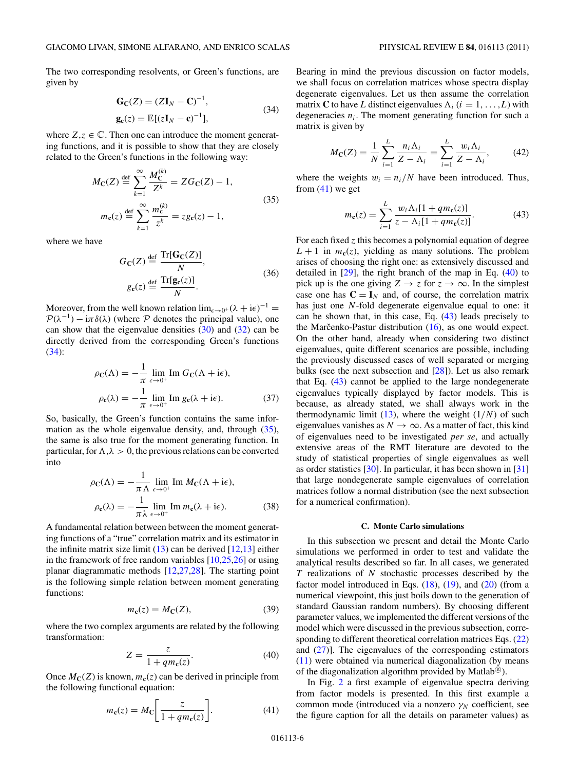The two corresponding resolvents, or Green's functions, are given by

$$\mathbf{G}_\mathbf{C}(Z) = (Z\mathbf{I}_N - \mathbf{C})^{-1}, \qquad \mathbf{g}_\mathbf{c}(z) = \mathbb{E}[(z\mathbf{I}_N - \mathbf{c})^{-1}], \tag{34}$$

where $Z,z \in \mathbb{C}$. Then one can introduce the moment generating functions, and it is possible to show that they are closely related to the Green's functions in the following way:

$$M_\mathbf{C}(Z) \stackrel{\text{def}}{=} \sum_{k=1}^{\infty} \frac{M_\mathbf{C}^{(k)}}{Z^k} = ZG_\mathbf{C}(Z) - 1, \qquad m_\mathbf{c}(z) \stackrel{\text{def}}{=} \sum_{k=1}^{\infty} \frac{m_\mathbf{c}^{(k)}}{z^k} = zg_\mathbf{c}(z) - 1, \tag{35}$$

where we have

$$G_\mathbf{C}(Z) \stackrel{\text{def}}{=} \frac{\mathrm{Tr}[\mathbf{G}_\mathbf{C}(Z)]}{N}, \qquad g_\mathbf{c}(z) \stackrel{\text{def}}{=} \frac{\mathrm{Tr}[\mathbf{g}_\mathbf{c}(z)]}{N}. \tag{36}$$

Moreover, from the well known relation $\lim_{\epsilon\to 0^+}(\lambda + \mathrm{i}\epsilon)^{-1} = \mathcal{P}(\lambda^{-1}) - \mathrm{i}\pi\delta(\lambda)$ (where $\mathcal{P}$ denotes the principal value), one can show that the eigenvalue densities (30) and (32) can be directly derived from the corresponding Green's functions (34):

$$\rho_\mathbf{C}(\Lambda) = -\frac{1}{\pi}\lim_{\epsilon\to 0^+} \mathrm{Im}\, G_\mathbf{C}(\Lambda + \mathrm{i}\epsilon), \qquad \rho_\mathbf{c}(\lambda) = -\frac{1}{\pi}\lim_{\epsilon\to 0^+} \mathrm{Im}\, g_\mathbf{c}(\lambda + \mathrm{i}\epsilon). \tag{37}$$

So, basically, the Green's function contains the same information as the whole eigenvalue density, and, through (35), the same is also true for the moment generating function. In particular, for $\Lambda,\lambda > 0$, the previous relations can be converted into

$$\rho_\mathbf{C}(\Lambda) = -\frac{1}{\pi\Lambda}\lim_{\epsilon\to 0^+} \mathrm{Im}\, M_\mathbf{C}(\Lambda + \mathrm{i}\epsilon), \qquad \rho_\mathbf{c}(\lambda) = -\frac{1}{\pi\lambda}\lim_{\epsilon\to 0^+} \mathrm{Im}\, m_\mathbf{c}(\lambda + \mathrm{i}\epsilon). \tag{38}$$

A fundamental relation between between the moment generating functions of a "true" correlation matrix and its estimator in the infinite matrix size limit (13) can be derived [12,13] either in the framework of free random variables [10,25,26] or using planar diagrammatic methods [12,27,28]. The starting point is the following simple relation between moment generating functions:

$$m_\mathbf{c}(z) = M_\mathbf{C}(Z), \tag{39}$$

where the two complex arguments are related by the following transformation:

$$Z = \frac{z}{1 + qm_\mathbf{c}(z)}. \tag{40}$$

Once $M_\mathbf{C}(Z)$ is known, $m_\mathbf{c}(z)$ can be derived in principle from the following functional equation:

$$m_\mathbf{c}(z) = M_\mathbf{C}\left[\frac{z}{1 + qm_\mathbf{c}(z)}\right]. \tag{41}$$

Bearing in mind the previous discussion on factor models, we shall focus on correlation matrices whose spectra display degenerate eigenvalues. Let us then assume the correlation matrix $\mathbf{C}$ to have $L$ distinct eigenvalues $\Lambda_i$ $(i = 1,\ldots,L)$ with degeneracies $n_i$. The moment generating function for such a matrix is given by

$$M_\mathbf{C}(Z) = \frac{1}{N}\sum_{i=1}^{L} \frac{n_i\Lambda_i}{Z - \Lambda_i} = \sum_{i=1}^{L} \frac{w_i\Lambda_i}{Z - \Lambda_i}, \tag{42}$$

where the weights $w_i = n_i/N$ have been introduced. Thus, from (41) we get

$$m_\mathbf{c}(z) = \sum_{i=1}^{L} \frac{w_i\Lambda_i[1 + qm_\mathbf{c}(z)]}{z - \Lambda_i[1 + qm_\mathbf{c}(z)]}. \tag{43}$$

For each fixed $z$ this becomes a polynomial equation of degree $L + 1$ in $m_\mathbf{c}(z)$, yielding as many solutions. The problem arises of choosing the right one: as extensively discussed and detailed in [29], the right branch of the map in Eq. (40) to pick up is the one giving $Z \to z$ for $z \to \infty$. In the simplest case one has $\mathbf{C} = \mathbf{I}_N$ and, of course, the correlation matrix has just one $N$-fold degenerate eigenvalue equal to one: it can be shown that, in this case, Eq. (43) leads precisely to the Marčenko-Pastur distribution (16), as one would expect. On the other hand, already when considering two distinct eigenvalues, quite different scenarios are possible, including the previously discussed cases of well separated or merging bulks (see the next subsection and [28]). Let us also remark that Eq. (43) cannot be applied to the large nondegenerate eigenvalues typically displayed by factor models. This is because, as already stated, we shall always work in the thermodynamic limit (13), where the weight $(1/N)$ of such eigenvalues vanishes as $N \to \infty$. As a matter of fact, this kind of eigenvalues need to be investigated *per se*, and actually extensive areas of the RMT literature are devoted to the study of statistical properties of single eigenvalues as well as order statistics [30]. In particular, it has been shown in [31] that large nondegenerate sample eigenvalues of correlation matrices follow a normal distribution (see the next subsection for a numerical confirmation).

### C. Monte Carlo simulations

In this subsection we present and detail the Monte Carlo simulations we performed in order to test and validate the analytical results described so far. In all cases, we generated $T$ realizations of $N$ stochastic processes described by the factor model introduced in Eqs. (18), (19), and (20) (from a numerical viewpoint, this just boils down to the generation of standard Gaussian random numbers). By choosing different parameter values, we implemented the different versions of the model which were discussed in the previous subsection, corresponding to different theoretical correlation matrices Eqs. (22) and (27)]. The eigenvalues of the corresponding estimators (11) were obtained via numerical diagonalization (by means of the diagonalization algorithm provided by Matlab®).

In Fig. 2 a first example of eigenvalue spectra deriving from factor models is presented. In this first example a common mode (introduced via a nonzero $\gamma_N$ coefficient, see the figure caption for all the details on parameter values) as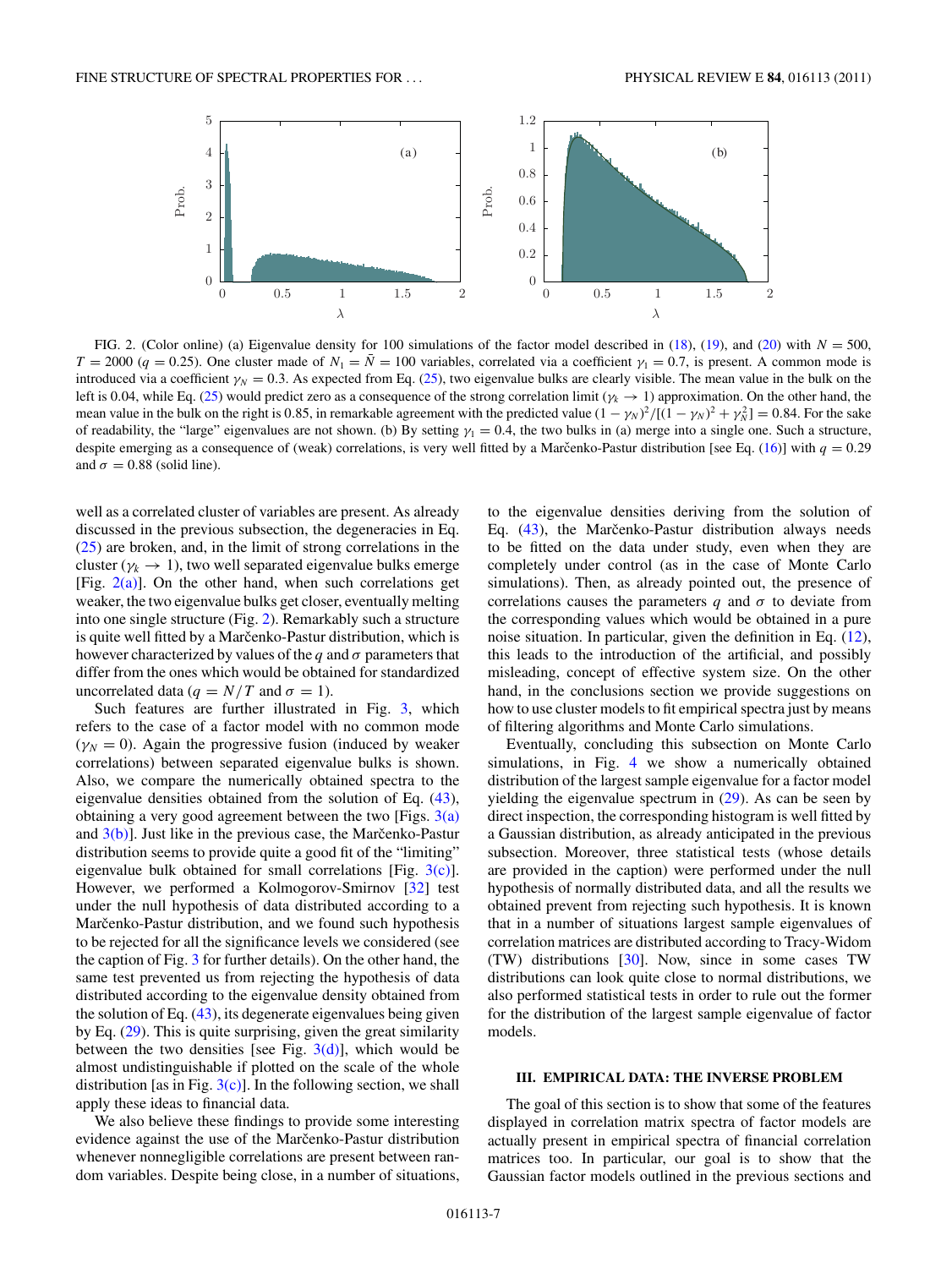FIG. 2. (Color online) (a) Eigenvalue density for 100 simulations of the factor model described in (18), (19), and (20) with $N = 500$, $T = 2000$ ($q = 0.25$). One cluster made of $N_1 = \bar{N} = 100$ variables, correlated via a coefficient $\gamma_1 = 0.7$, is present. A common mode is introduced via a coefficient $\gamma_N = 0.3$. As expected from Eq. (25), two eigenvalue bulks are clearly visible. The mean value in the bulk on the left is 0.04, while Eq. (25) would predict zero as a consequence of the strong correlation limit ($\gamma_k \to 1$) approximation. On the other hand, the mean value in the bulk on the right is 0.85, in remarkable agreement with the predicted value $(1 - \gamma_N)^2/[(1 - \gamma_N)^2 + \gamma_N^2] = 0.84$. For the sake of readability, the "large" eigenvalues are not shown. (b) By setting $\gamma_1 = 0.4$, the two bulks in (a) merge into a single one. Such a structure, despite emerging as a consequence of (weak) correlations, is very well fitted by a Marčenko-Pastur distribution [see Eq. (16)] with $q = 0.29$ and $\sigma = 0.88$ (solid line).

well as a correlated cluster of variables are present. As already discussed in the previous subsection, the degeneracies in Eq. (25) are broken, and, in the limit of strong correlations in the cluster ($\gamma_k \to 1$), two well separated eigenvalue bulks emerge [Fig. 2(a)]. On the other hand, when such correlations get weaker, the two eigenvalue bulks get closer, eventually melting into one single structure (Fig. 2). Remarkably such a structure is quite well fitted by a Marčenko-Pastur distribution, which is however characterized by values of the $q$ and $\sigma$ parameters that differ from the ones which would be obtained for standardized uncorrelated data ($q = N/T$ and $\sigma = 1$).

Such features are further illustrated in Fig. 3, which refers to the case of a factor model with no common mode ($\gamma_N = 0$). Again the progressive fusion (induced by weaker correlations) between separated eigenvalue bulks is shown. Also, we compare the numerically obtained spectra to the eigenvalue densities obtained from the solution of Eq. (43), obtaining a very good agreement between the two [Figs. 3(a) and 3(b)]. Just like in the previous case, the Marčenko-Pastur distribution seems to provide quite a good fit of the "limiting" eigenvalue bulk obtained for small correlations [Fig. 3(c)]. However, we performed a Kolmogorov-Smirnov [32] test under the null hypothesis of data distributed according to a Marčenko-Pastur distribution, and we found such hypothesis to be rejected for all the significance levels we considered (see the caption of Fig. 3 for further details). On the other hand, the same test prevented us from rejecting the hypothesis of data distributed according to the eigenvalue density obtained from the solution of Eq. (43), its degenerate eigenvalues being given by Eq. (29). This is quite surprising, given the great similarity between the two densities [see Fig. 3(d)], which would be almost undistinguishable if plotted on the scale of the whole distribution [as in Fig. 3(c)]. In the following section, we shall apply these ideas to financial data.

We also believe these findings to provide some interesting evidence against the use of the Marčenko-Pastur distribution whenever nonnegligible correlations are present between random variables. Despite being close, in a number of situations, to the eigenvalue densities deriving from the solution of Eq. (43), the Marčenko-Pastur distribution always needs to be fitted on the data under study, even when they are completely under control (as in the case of Monte Carlo simulations). Then, as already pointed out, the presence of correlations causes the parameters $q$ and $\sigma$ to deviate from the corresponding values which would be obtained in a pure noise situation. In particular, given the definition in Eq. (12), this leads to the introduction of the artificial, and possibly misleading, concept of effective system size. On the other hand, in the conclusions section we provide suggestions on how to use cluster models to fit empirical spectra just by means of filtering algorithms and Monte Carlo simulations.

Eventually, concluding this subsection on Monte Carlo simulations, in Fig. 4 we show a numerically obtained distribution of the largest sample eigenvalue for a factor model yielding the eigenvalue spectrum in (29). As can be seen by direct inspection, the corresponding histogram is well fitted by a Gaussian distribution, as already anticipated in the previous subsection. Moreover, three statistical tests (whose details are provided in the caption) were performed under the null hypothesis of normally distributed data, and all the results we obtained prevent from rejecting such hypothesis. It is known that in a number of situations largest sample eigenvalues of correlation matrices are distributed according to Tracy-Widom (TW) distributions [30]. Now, since in some cases TW distributions can look quite close to normal distributions, we also performed statistical tests in order to rule out the former for the distribution of the largest sample eigenvalue of factor models.

## III. EMPIRICAL DATA: THE INVERSE PROBLEM

The goal of this section is to show that some of the features displayed in correlation matrix spectra of factor models are actually present in empirical spectra of financial correlation matrices too. In particular, our goal is to show that the Gaussian factor models outlined in the previous sections and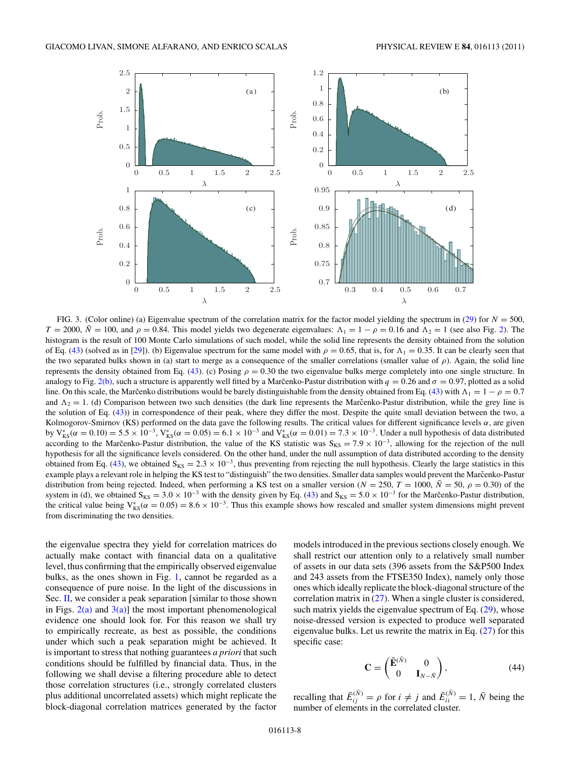FIG. 3. (Color online) (a) Eigenvalue spectrum of the correlation matrix for the factor model yielding the spectrum in (29) for $N = 500$, $T = 2000$, $\bar{N} = 100$, and $\rho = 0.84$. This model yields two degenerate eigenvalues: $\Lambda_1 = 1 - \rho = 0.16$ and $\Lambda_2 = 1$ (see also Fig. 2). The histogram is the result of 100 Monte Carlo simulations of such model, while the solid line represents the density obtained from the solution of Eq. (43) (solved as in [29]). (b) Eigenvalue spectrum for the same model with $\rho = 0.65$, that is, for $\Lambda_1 = 0.35$. It can be clearly seen that the two separated bulks shown in (a) start to merge as a consequence of the smaller correlations (smaller value of $\rho$). Again, the solid line represents the density obtained from Eq. (43). (c) Posing $\rho = 0.30$ the two eigenvalue bulks merge completely into one single structure. In analogy to Fig. 2(b), such a structure is apparently well fitted by a Marčenko-Pastur distribution with $q = 0.26$ and $\sigma = 0.97$, plotted as a solid line. On this scale, the Marčenko distributions would be barely distinguishable from the density obtained from Eq. (43) with $\Lambda_1 = 1 - \rho = 0.7$ and $\Lambda_2 = 1$. (d) Comparison between two such densities (the dark line represents the Marčenko-Pastur distribution, while the grey line is the solution of Eq. (43)) in correspondence of their peak, where they differ the most. Despite the quite small deviation between the two, a Kolmogorov-Smirnov (KS) performed on the data gave the following results. The critical values for different significance levels $\alpha$, are given by $V^*_{\mathrm{KS}}(\alpha = 0.10) = 5.5 \times 10^{-3}$, $V^*_{\mathrm{KS}}(\alpha = 0.05) = 6.1 \times 10^{-3}$ and $V^*_{\mathrm{KS}}(\alpha = 0.01) = 7.3 \times 10^{-3}$. Under a null hypothesis of data distributed according to the Marčenko-Pastur distribution, the value of the KS statistic was $S_{\mathrm{KS}} = 7.9 \times 10^{-3}$, allowing for the rejection of the null hypothesis for all the significance levels considered. On the other hand, under the null assumption of data distributed according to the density obtained from Eq. (43), we obtained $S_{\mathrm{KS}} = 2.3 \times 10^{-3}$, thus preventing from rejecting the null hypothesis. Clearly the large statistics in this example plays a relevant role in helping the KS test to "distinguish" the two densities. Smaller data samples would prevent the Marčenko-Pastur distribution from being rejected. Indeed, when performing a KS test on a smaller version ($N = 250$, $T = 1000$, $\bar{N} = 50$, $\rho = 0.30$) of the system in (d), we obtained $S_{\mathrm{KS}} = 3.0 \times 10^{-3}$ with the density given by Eq. (43) and $S_{\mathrm{KS}} = 5.0 \times 10^{-3}$ for the Marčenko-Pastur distribution, the critical value being $V^*_{\mathrm{KS}}(\alpha = 0.05) = 8.6 \times 10^{-3}$. Thus this example shows how rescaled and smaller system dimensions might prevent from discriminating the two densities.

the eigenvalue spectra they yield for correlation matrices do actually make contact with financial data on a qualitative level, thus confirming that the empirically observed eigenvalue bulks, as the ones shown in Fig. 1, cannot be regarded as a consequence of pure noise. In the light of the discussions in Sec. II, we consider a peak separation [similar to those shown in Figs. 2(a) and 3(a)] the most important phenomenological evidence one should look for. For this reason we shall try to empirically recreate, as best as possible, the conditions under which such a peak separation might be achieved. It is important to stress that nothing guarantees *a priori* that such conditions should be fulfilled by financial data. Thus, in the following we shall devise a filtering procedure able to detect those correlation structures (i.e., strongly correlated clusters plus additional uncorrelated assets) which might replicate the block-diagonal correlation matrices generated by the factor models introduced in the previous sections closely enough. We shall restrict our attention only to a relatively small number of assets in our data sets (396 assets from the S&P500 Index and 243 assets from the FTSE350 Index), namely only those ones which ideally replicate the block-diagonal structure of the correlation matrix in (27). When a single cluster is considered, such matrix yields the eigenvalue spectrum of Eq. (29), whose noise-dressed version is expected to produce well separated eigenvalue bulks. Let us rewrite the matrix in Eq. (27) for this specific case:

$$\mathbf{C} = \begin{pmatrix} \tilde{\mathbf{E}}^{(\bar{N})} & 0 \\ 0 & \mathbf{I}_{N-\bar{N}} \end{pmatrix}, \tag{44}$$

recalling that $\tilde{E}^{(\bar{N})}_{ij} = \rho$ for $i \neq j$ and $\tilde{E}^{(\bar{N})}_{ii} = 1$, $\bar{N}$ being the number of elements in the correlated cluster.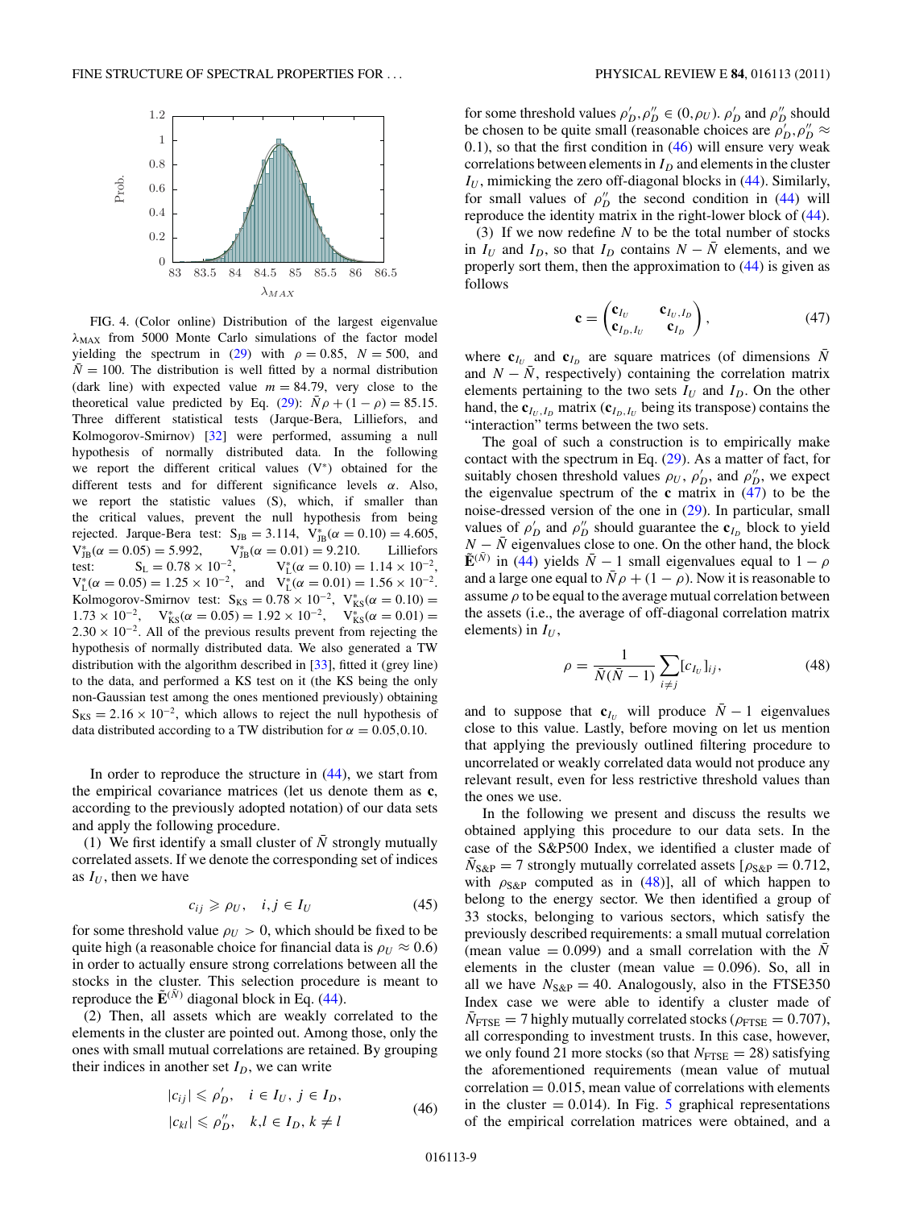FIG. 4. (Color online) Distribution of the largest eigenvalue $\lambda_{MAX}$ from 5000 Monte Carlo simulations of the factor model yielding the spectrum in (29) with $\rho = 0.85$, $N = 500$, and $\bar{N} = 100$. The distribution is well fitted by a normal distribution (dark line) with expected value $m = 84.79$, very close to the theoretical value predicted by Eq. (29): $\bar{N}\rho + (1-\rho) = 85.15$. Three different statistical tests (Jarque-Bera, Lilliefors, and Kolmogorov-Smirnov) [32] were performed, assuming a null hypothesis of normally distributed data. In the following we report the different critical values ($V^*$) obtained for the different tests and for different significance levels $\alpha$. Also, we report the statistic values (S), which, if smaller than the critical values, prevent the null hypothesis from being rejected. Jarque-Bera test: $S_{JB} = 3.114$, $V^*_{JB}(\alpha = 0.10) = 4.605$, $V^*_{JB}(\alpha = 0.05) = 5.992$, $V^*_{JB}(\alpha = 0.01) = 9.210$. Lilliefors test: $S_L = 0.78 \times 10^{-2}$, $V^*_L(\alpha = 0.10) = 1.14 \times 10^{-2}$, $V^*_L(\alpha = 0.05) = 1.25 \times 10^{-2}$, and $V^*_L(\alpha = 0.01) = 1.56 \times 10^{-2}$. Kolmogorov-Smirnov test: $S_{KS} = 0.78 \times 10^{-2}$, $V^*_{KS}(\alpha = 0.10) = 1.73 \times 10^{-2}$, $V^*_{KS}(\alpha = 0.05) = 1.92 \times 10^{-2}$, $V^*_{KS}(\alpha = 0.01) = 2.30 \times 10^{-2}$. All of the previous results prevent from rejecting the hypothesis of normally distributed data. We also generated a TW distribution with the algorithm described in [33], fitted it (grey line) to the data, and performed a KS test on it (the KS being the only non-Gaussian test among the ones mentioned previously) obtaining $S_{KS} = 2.16 \times 10^{-2}$, which allows to reject the null hypothesis of data distributed according to a TW distribution for $\alpha = 0.05, 0.10$.

In order to reproduce the structure in (44), we start from the empirical covariance matrices (let us denote them as $\mathbf{c}$, according to the previously adopted notation) of our data sets and apply the following procedure.

(1) We first identify a small cluster of $\bar{N}$ strongly mutually correlated assets. If we denote the corresponding set of indices as $I_U$, then we have

$$c_{ij} \geqslant \rho_U, \quad i,j \in I_U \tag{45}$$

for some threshold value $\rho_U > 0$, which should be fixed to be quite high (a reasonable choice for financial data is $\rho_U \approx 0.6$) in order to actually ensure strong correlations between all the stocks in the cluster. This selection procedure is meant to reproduce the $\tilde{\mathbf{E}}^{(\bar{N})}$ diagonal block in Eq. (44).

(2) Then, all assets which are weakly correlated to the elements in the cluster are pointed out. Among those, only the ones with small mutual correlations are retained. By grouping their indices in another set $I_D$, we can write

$$\begin{aligned} |c_{ij}| &\leqslant \rho'_D, \quad i \in I_U,\ j \in I_D, \\ |c_{kl}| &\leqslant \rho''_D, \quad k,l \in I_D,\ k \neq l \end{aligned} \tag{46}$$

for some threshold values $\rho'_D, \rho''_D \in (0, \rho_U)$. $\rho'_D$ and $\rho''_D$ should be chosen to be quite small (reasonable choices are $\rho'_D, \rho''_D \approx 0.1$), so that the first condition in (46) will ensure very weak correlations between elements in $I_D$ and elements in the cluster $I_U$, mimicking the zero off-diagonal blocks in (44). Similarly, for small values of $\rho''_D$ the second condition in (44) will reproduce the identity matrix in the right-lower block of (44).

(3) If we now redefine $N$ to be the total number of stocks in $I_U$ and $I_D$, so that $I_D$ contains $N - \bar{N}$ elements, and we properly sort them, then the approximation to (44) is given as follows

$$\mathbf{c} = \begin{pmatrix} \mathbf{c}_{I_U} & \mathbf{c}_{I_U,I_D} \\ \mathbf{c}_{I_D,I_U} & \mathbf{c}_{I_D} \end{pmatrix}, \tag{47}$$

where $\mathbf{c}_{I_U}$ and $\mathbf{c}_{I_D}$ are square matrices (of dimensions $\bar{N}$ and $N - \bar{N}$, respectively) containing the correlation matrix elements pertaining to the two sets $I_U$ and $I_D$. On the other hand, the $\mathbf{c}_{I_U,I_D}$ matrix ($\mathbf{c}_{I_D,I_U}$ being its transpose) contains the "interaction" terms between the two sets.

The goal of such a construction is to empirically make contact with the spectrum in Eq. (29). As a matter of fact, for suitably chosen threshold values $\rho_U$, $\rho'_D$, and $\rho''_D$, we expect the eigenvalue spectrum of the $\mathbf{c}$ matrix in (47) to be the noise-dressed version of the one in (29). In particular, small values of $\rho'_D$ and $\rho''_D$ should guarantee the $\mathbf{c}_{I_D}$ block to yield $N - \bar{N}$ eigenvalues close to one. On the other hand, the block $\tilde{\mathbf{E}}^{(\bar{N})}$ in (44) yields $\bar{N} - 1$ small eigenvalues equal to $1 - \rho$ and a large one equal to $\bar{N}\rho + (1 - \rho)$. Now it is reasonable to assume $\rho$ to be equal to the average mutual correlation between the assets (i.e., the average of off-diagonal correlation matrix elements) in $I_U$,

$$\rho = \frac{1}{\bar{N}(\bar{N}-1)} \sum_{i \neq j} [c_{I_U}]_{ij}, \tag{48}$$

and to suppose that $\mathbf{c}_{I_U}$ will produce $\bar{N} - 1$ eigenvalues close to this value. Lastly, before moving on let us mention that applying the previously outlined filtering procedure to uncorrelated or weakly correlated data would not produce any relevant result, even for less restrictive threshold values than the ones we use.

In the following we present and discuss the results we obtained applying this procedure to our data sets. In the case of the S&P500 Index, we identified a cluster made of $\bar{N}_{S\&P} = 7$ strongly mutually correlated assets [$\rho_{S\&P} = 0.712$, with $\rho_{S\&P}$ computed as in (48)], all of which happen to belong to the energy sector. We then identified a group of 33 stocks, belonging to various sectors, which satisfy the previously described requirements: a small mutual correlation (mean value $= 0.099$) and a small correlation with the $\bar{N}$ elements in the cluster (mean value $= 0.096$). So, all in all we have $N_{S\&P} = 40$. Analogously, also in the FTSE350 Index case we were able to identify a cluster made of $\bar{N}_{FTSE} = 7$ highly mutually correlated stocks ($\rho_{FTSE} = 0.707$), all corresponding to investment trusts. In this case, however, we only found 21 more stocks (so that $N_{FTSE} = 28$) satisfying the aforementioned requirements (mean value of mutual correlation $= 0.015$, mean value of correlations with elements in the cluster $= 0.014$). In Fig. 5 graphical representations of the empirical correlation matrices were obtained, and a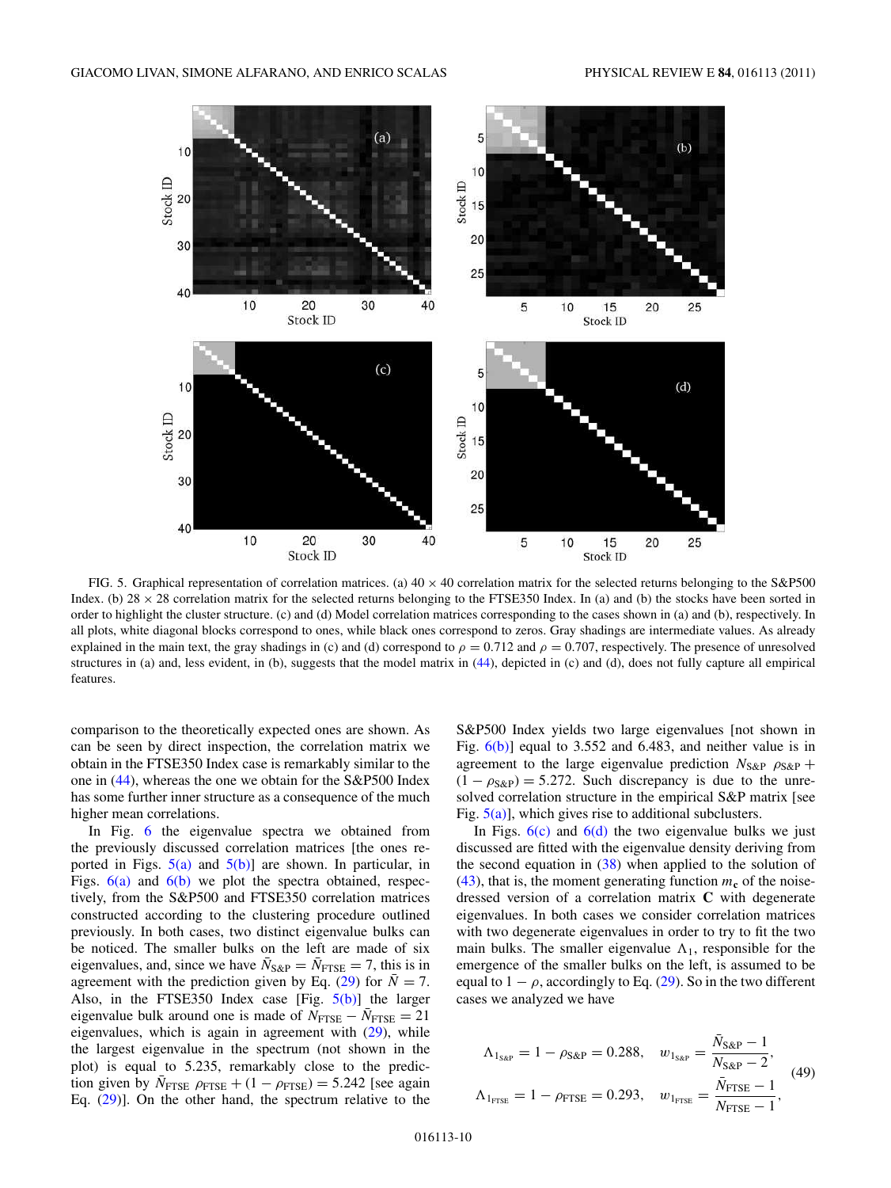FIG. 5. Graphical representation of correlation matrices. (a) 40 × 40 correlation matrix for the selected returns belonging to the S&P500 Index. (b) 28 × 28 correlation matrix for the selected returns belonging to the FTSE350 Index. In (a) and (b) the stocks have been sorted in order to highlight the cluster structure. (c) and (d) Model correlation matrices corresponding to the cases shown in (a) and (b), respectively. In all plots, white diagonal blocks correspond to ones, while black ones correspond to zeros. Gray shadings are intermediate values. As already explained in the main text, the gray shadings in (c) and (d) correspond to $\rho = 0.712$ and $\rho = 0.707$, respectively. The presence of unresolved structures in (a) and, less evident, in (b), suggests that the model matrix in (44), depicted in (c) and (d), does not fully capture all empirical features.

comparison to the theoretically expected ones are shown. As can be seen by direct inspection, the correlation matrix we obtain in the FTSE350 Index case is remarkably similar to the one in (44), whereas the one we obtain for the S&P500 Index has some further inner structure as a consequence of the much higher mean correlations.

In Fig. 6 the eigenvalue spectra we obtained from the previously discussed correlation matrices [the ones reported in Figs. 5(a) and 5(b)] are shown. In particular, in Figs. 6(a) and 6(b) we plot the spectra obtained, respectively, from the S&P500 and FTSE350 correlation matrices constructed according to the clustering procedure outlined previously. In both cases, two distinct eigenvalue bulks can be noticed. The smaller bulks on the left are made of six eigenvalues, and, since we have $\bar{N}_{\text{S\&P}} = \bar{N}_{\text{FTSE}} = 7$, this is in agreement with the prediction given by Eq. (29) for $\bar{N} = 7$. Also, in the FTSE350 Index case [Fig. 5(b)] the larger eigenvalue bulk around one is made of $N_{\text{FTSE}} - \bar{N}_{\text{FTSE}} = 21$ eigenvalues, which is again in agreement with (29), while the largest eigenvalue in the spectrum (not shown in the plot) is equal to 5.235, remarkably close to the prediction given by $\bar{N}_{\text{FTSE}}\ \rho_{\text{FTSE}} + (1 - \rho_{\text{FTSE}}) = 5.242$ [see again Eq. (29)]. On the other hand, the spectrum relative to the S&P500 Index yields two large eigenvalues [not shown in Fig. 6(b)] equal to 3.552 and 6.483, and neither value is in agreement to the large eigenvalue prediction $N_{\text{S\&P}}\ \rho_{\text{S\&P}} + (1 - \rho_{\text{S\&P}}) = 5.272$. Such discrepancy is due to the unresolved correlation structure in the empirical S&P matrix [see Fig. 5(a)], which gives rise to additional subclusters.

In Figs. 6(c) and 6(d) the two eigenvalue bulks we just discussed are fitted with the eigenvalue density deriving from the second equation in (38) when applied to the solution of (43), that is, the moment generating function $m_{\mathbf{c}}$ of the noise-dressed version of a correlation matrix $\mathbf{C}$ with degenerate eigenvalues. In both cases we consider correlation matrices with two degenerate eigenvalues in order to try to fit the two main bulks. The smaller eigenvalue $\Lambda_1$, responsible for the emergence of the smaller bulks on the left, is assumed to be equal to $1 - \rho$, accordingly to Eq. (29). So in the two different cases we analyzed we have

$$
\begin{aligned}
\Lambda_{1_{\text{S\&P}}} &= 1 - \rho_{\text{S\&P}} = 0.288, \quad w_{1_{\text{S\&P}}} = \frac{\bar{N}_{\text{S\&P}} - 1}{N_{\text{S\&P}} - 2}, \\
\Lambda_{1_{\text{FTSE}}} &= 1 - \rho_{\text{FTSE}} = 0.293, \quad w_{1_{\text{FTSE}}} = \frac{\bar{N}_{\text{FTSE}} - 1}{N_{\text{FTSE}} - 1},
\end{aligned} \tag{49}
$$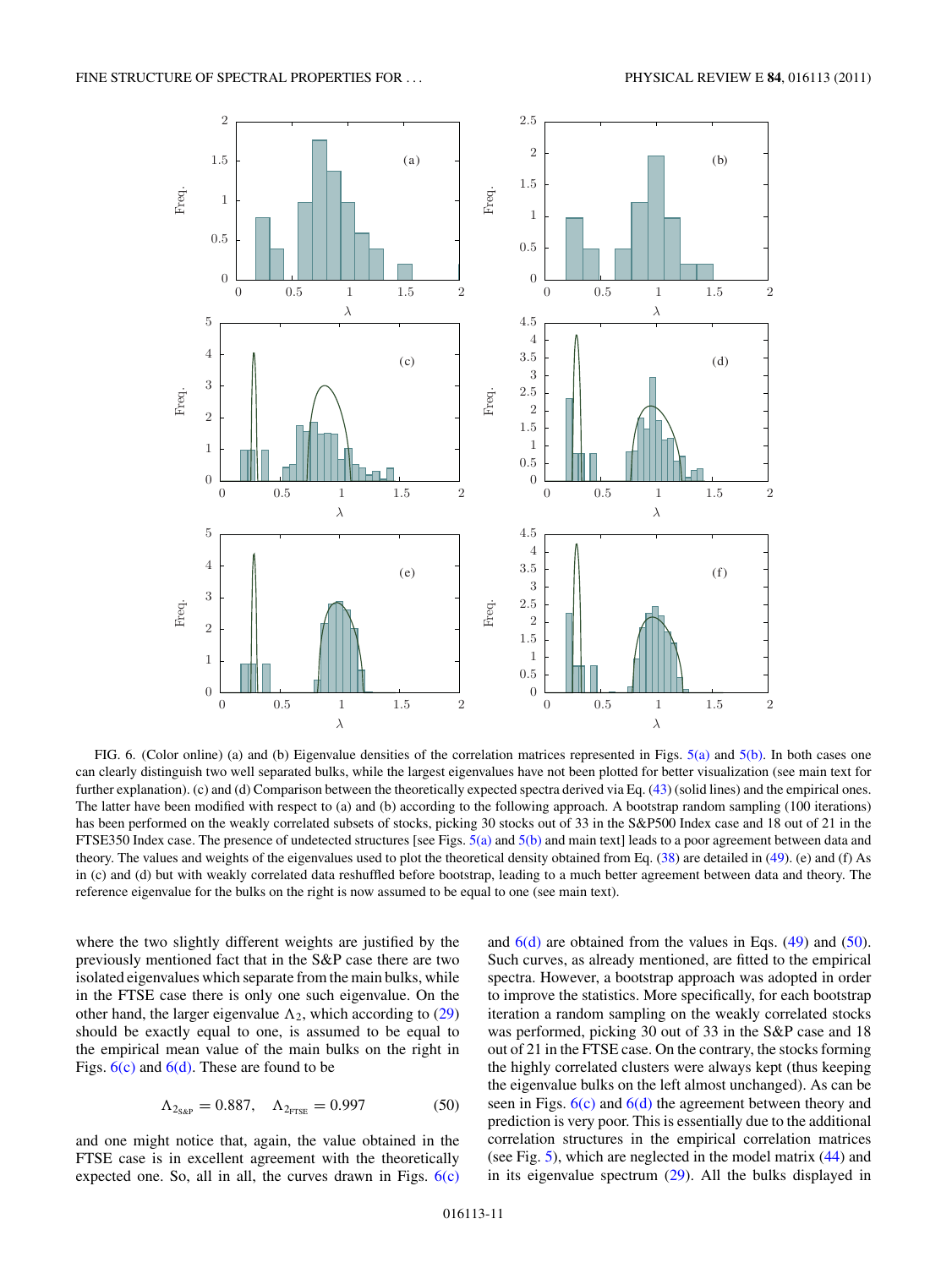FIG. 6. (Color online) (a) and (b) Eigenvalue densities of the correlation matrices represented in Figs. 5(a) and 5(b). In both cases one can clearly distinguish two well separated bulks, while the largest eigenvalues have not been plotted for better visualization (see main text for further explanation). (c) and (d) Comparison between the theoretically expected spectra derived via Eq. (43) (solid lines) and the empirical ones. The latter have been modified with respect to (a) and (b) according to the following approach. A bootstrap random sampling (100 iterations) has been performed on the weakly correlated subsets of stocks, picking 30 stocks out of 33 in the S&P500 Index case and 18 out of 21 in the FTSE350 Index case. The presence of undetected structures [see Figs. 5(a) and 5(b) and main text] leads to a poor agreement between data and theory. The values and weights of the eigenvalues used to plot the theoretical density obtained from Eq. (38) are detailed in (49). (e) and (f) As in (c) and (d) but with weakly correlated data reshuffled before bootstrap, leading to a much better agreement between data and theory. The reference eigenvalue for the bulks on the right is now assumed to be equal to one (see main text).

where the two slightly different weights are justified by the previously mentioned fact that in the S&P case there are two isolated eigenvalues which separate from the main bulks, while in the FTSE case there is only one such eigenvalue. On the other hand, the larger eigenvalue $\Lambda_2$, which according to (29) should be exactly equal to one, is assumed to be equal to the empirical mean value of the main bulks on the right in Figs. 6(c) and 6(d). These are found to be

$$\Lambda_{2_{\text{S\&P}}} = 0.887, \quad \Lambda_{2_{\text{FTSE}}} = 0.997 \tag{50}$$

and one might notice that, again, the value obtained in the FTSE case is in excellent agreement with the theoretically expected one. So, all in all, the curves drawn in Figs. 6(c) and 6(d) are obtained from the values in Eqs. (49) and (50). Such curves, as already mentioned, are fitted to the empirical spectra. However, a bootstrap approach was adopted in order to improve the statistics. More specifically, for each bootstrap iteration a random sampling on the weakly correlated stocks was performed, picking 30 out of 33 in the S&P case and 18 out of 21 in the FTSE case. On the contrary, the stocks forming the highly correlated clusters were always kept (thus keeping the eigenvalue bulks on the left almost unchanged). As can be seen in Figs. 6(c) and 6(d) the agreement between theory and prediction is very poor. This is essentially due to the additional correlation structures in the empirical correlation matrices (see Fig. 5), which are neglected in the model matrix (44) and in its eigenvalue spectrum (29). All the bulks displayed in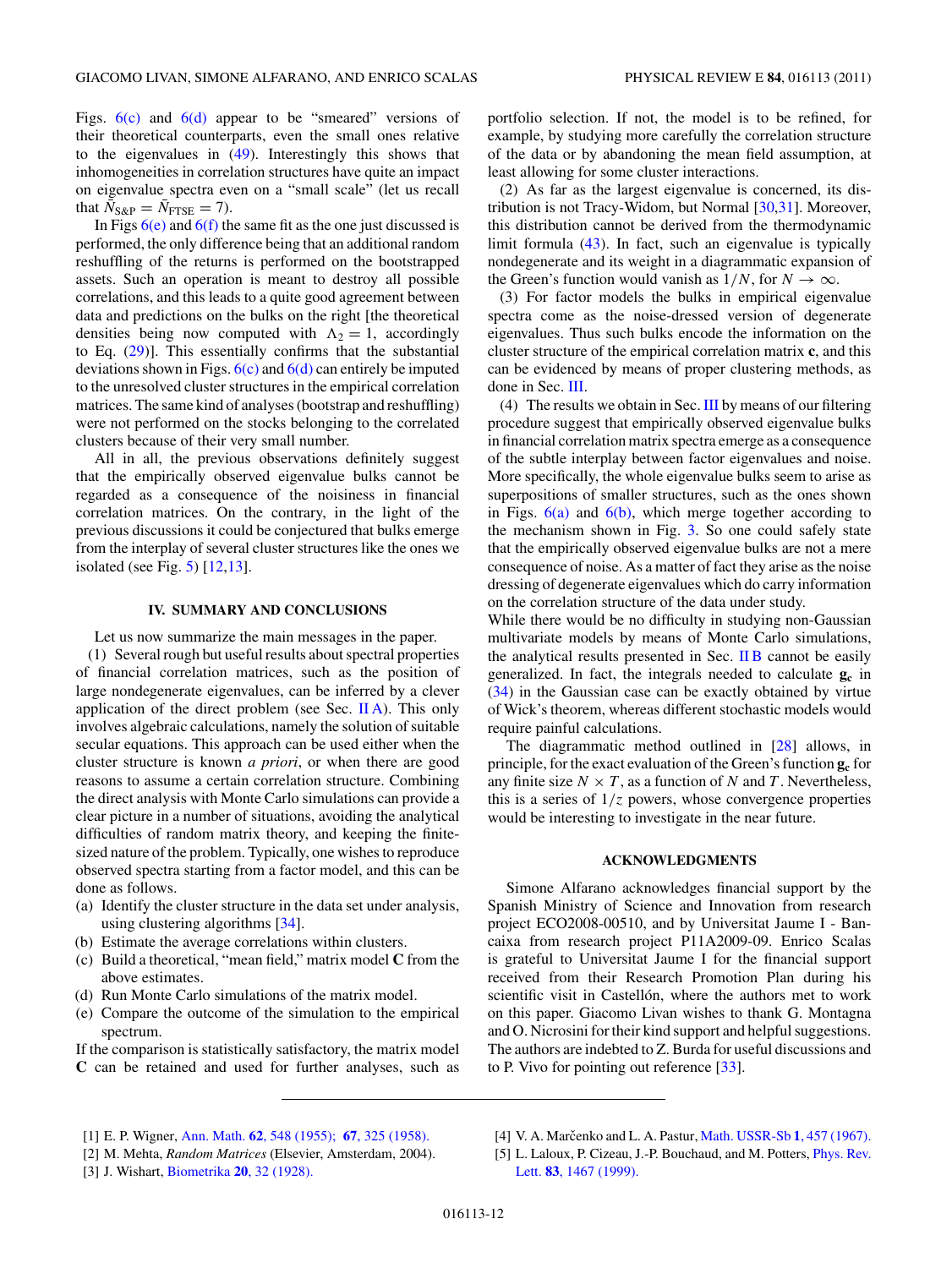Figs. 6(c) and 6(d) appear to be "smeared" versions of their theoretical counterparts, even the small ones relative to the eigenvalues in (49). Interestingly this shows that inhomogeneities in correlation structures have quite an impact on eigenvalue spectra even on a "small scale" (let us recall that $\bar{N}_{\text{S\&P}} = \bar{N}_{\text{FTSE}} = 7$).

In Figs 6(e) and 6(f) the same fit as the one just discussed is performed, the only difference being that an additional random reshuffling of the returns is performed on the bootstrapped assets. Such an operation is meant to destroy all possible correlations, and this leads to a quite good agreement between data and predictions on the bulks on the right [the theoretical densities being now computed with $\Lambda_2 = 1$, accordingly to Eq. (29)]. This essentially confirms that the substantial deviations shown in Figs. 6(c) and 6(d) can entirely be imputed to the unresolved cluster structures in the empirical correlation matrices. The same kind of analyses (bootstrap and reshuffling) were not performed on the stocks belonging to the correlated clusters because of their very small number.

All in all, the previous observations definitely suggest that the empirically observed eigenvalue bulks cannot be regarded as a consequence of the noisiness in financial correlation matrices. On the contrary, in the light of the previous discussions it could be conjectured that bulks emerge from the interplay of several cluster structures like the ones we isolated (see Fig. 5) [12,13].

## IV. SUMMARY AND CONCLUSIONS

Let us now summarize the main messages in the paper.

(1) Several rough but useful results about spectral properties of financial correlation matrices, such as the position of large nondegenerate eigenvalues, can be inferred by a clever application of the direct problem (see Sec. II A). This only involves algebraic calculations, namely the solution of suitable secular equations. This approach can be used either when the cluster structure is known *a priori*, or when there are good reasons to assume a certain correlation structure. Combining the direct analysis with Monte Carlo simulations can provide a clear picture in a number of situations, avoiding the analytical difficulties of random matrix theory, and keeping the finite-sized nature of the problem. Typically, one wishes to reproduce observed spectra starting from a factor model, and this can be done as follows.

(a) Identify the cluster structure in the data set under analysis, using clustering algorithms [34].
(b) Estimate the average correlations within clusters.
(c) Build a theoretical, "mean field," matrix model $\mathbf{C}$ from the above estimates.
(d) Run Monte Carlo simulations of the matrix model.
(e) Compare the outcome of the simulation to the empirical spectrum.

If the comparison is statistically satisfactory, the matrix model $\mathbf{C}$ can be retained and used for further analyses, such as portfolio selection. If not, the model is to be refined, for example, by studying more carefully the correlation structure of the data or by abandoning the mean field assumption, at least allowing for some cluster interactions.

(2) As far as the largest eigenvalue is concerned, its distribution is not Tracy-Widom, but Normal [30,31]. Moreover, this distribution cannot be derived from the thermodynamic limit formula (43). In fact, such an eigenvalue is typically nondegenerate and its weight in a diagrammatic expansion of the Green's function would vanish as $1/N$, for $N \to \infty$.

(3) For factor models the bulks in empirical eigenvalue spectra come as the noise-dressed version of degenerate eigenvalues. Thus such bulks encode the information on the cluster structure of the empirical correlation matrix $\mathbf{c}$, and this can be evidenced by means of proper clustering methods, as done in Sec. III.

(4) The results we obtain in Sec. III by means of our filtering procedure suggest that empirically observed eigenvalue bulks in financial correlation matrix spectra emerge as a consequence of the subtle interplay between factor eigenvalues and noise. More specifically, the whole eigenvalue bulks seem to arise as superpositions of smaller structures, such as the ones shown in Figs. 6(a) and 6(b), which merge together according to the mechanism shown in Fig. 3. So one could safely state that the empirically observed eigenvalue bulks are not a mere consequence of noise. As a matter of fact they arise as the noise dressing of degenerate eigenvalues which do carry information on the correlation structure of the data under study.

While there would be no difficulty in studying non-Gaussian multivariate models by means of Monte Carlo simulations, the analytical results presented in Sec. II B cannot be easily generalized. In fact, the integrals needed to calculate $\mathbf{g_c}$ in (34) in the Gaussian case can be exactly obtained by virtue of Wick's theorem, whereas different stochastic models would require painful calculations.

The diagrammatic method outlined in [28] allows, in principle, for the exact evaluation of the Green's function $\mathbf{g_c}$ for any finite size $N \times T$, as a function of $N$ and $T$. Nevertheless, this is a series of $1/z$ powers, whose convergence properties would be interesting to investigate in the near future.

## ACKNOWLEDGMENTS

Simone Alfarano acknowledges financial support by the Spanish Ministry of Science and Innovation from research project ECO2008-00510, and by Universitat Jaume I - Bancaixa from research project P11A2009-09. Enrico Scalas is grateful to Universitat Jaume I for the financial support received from their Research Promotion Plan during his scientific visit in Castellón, where the authors met to work on this paper. Giacomo Livan wishes to thank G. Montagna and O. Nicrosini for their kind support and helpful suggestions. The authors are indebted to Z. Burda for useful discussions and to P. Vivo for pointing out reference [33].

[1] E. P. Wigner, Ann. Math. **62**, 548 (1955); **67**, 325 (1958).
[2] M. Mehta, *Random Matrices* (Elsevier, Amsterdam, 2004).
[3] J. Wishart, Biometrika **20**, 32 (1928).
[4] V. A. Marčenko and L. A. Pastur, Math. USSR-Sb **1**, 457 (1967).
[5] L. Laloux, P. Cizeau, J.-P. Bouchaud, and M. Potters, Phys. Rev. Lett. **83**, 1467 (1999).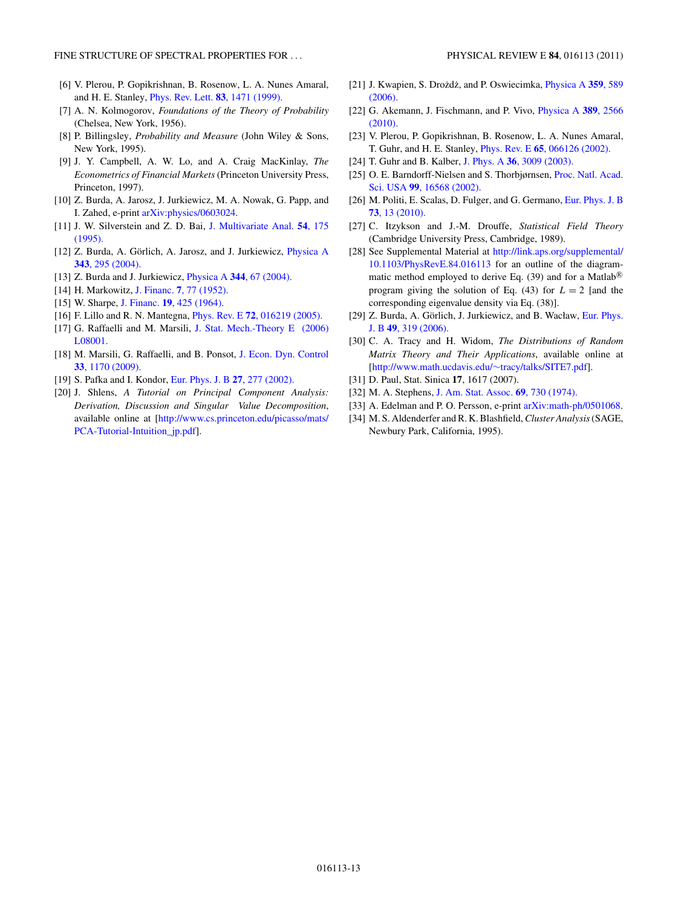[6] V. Plerou, P. Gopikrishnan, B. Rosenow, L. A. Nunes Amaral, and H. E. Stanley, Phys. Rev. Lett. **83**, 1471 (1999).

[7] A. N. Kolmogorov, *Foundations of the Theory of Probability* (Chelsea, New York, 1956).

[8] P. Billingsley, *Probability and Measure* (John Wiley & Sons, New York, 1995).

[9] J. Y. Campbell, A. W. Lo, and A. Craig MacKinlay, *The Econometrics of Financial Markets* (Princeton University Press, Princeton, 1997).

[10] Z. Burda, A. Jarosz, J. Jurkiewicz, M. A. Nowak, G. Papp, and I. Zahed, e-print arXiv:physics/0603024.

[11] J. W. Silverstein and Z. D. Bai, J. Multivariate Anal. **54**, 175 (1995).

[12] Z. Burda, A. Görlich, A. Jarosz, and J. Jurkiewicz, Physica A **343**, 295 (2004).

[13] Z. Burda and J. Jurkiewicz, Physica A **344**, 67 (2004).

[14] H. Markowitz, J. Financ. **7**, 77 (1952).

[15] W. Sharpe, J. Financ. **19**, 425 (1964).

[16] F. Lillo and R. N. Mantegna, Phys. Rev. E **72**, 016219 (2005).

[17] G. Raffaelli and M. Marsili, J. Stat. Mech.-Theory E (2006) L08001.

[18] M. Marsili, G. Raffaelli, and B. Ponsot, J. Econ. Dyn. Control **33**, 1170 (2009).

[19] S. Pafka and I. Kondor, Eur. Phys. J. B **27**, 277 (2002).

[20] J. Shlens, *A Tutorial on Principal Component Analysis: Derivation, Discussion and Singular Value Decomposition*, available online at [http://www.cs.princeton.edu/picasso/mats/PCA-Tutorial-Intuition_jp.pdf].

[21] J. Kwapien, S. Drożdż, and P. Oswiecimka, Physica A **359**, 589 (2006).

[22] G. Akemann, J. Fischmann, and P. Vivo, Physica A **389**, 2566 (2010).

[23] V. Plerou, P. Gopikrishnan, B. Rosenow, L. A. Nunes Amaral, T. Guhr, and H. E. Stanley, Phys. Rev. E **65**, 066126 (2002).

[24] T. Guhr and B. Kalber, J. Phys. A **36**, 3009 (2003).

[25] O. E. Barndorff-Nielsen and S. Thorbjørnsen, Proc. Natl. Acad. Sci. USA **99**, 16568 (2002).

[26] M. Politi, E. Scalas, D. Fulger, and G. Germano, Eur. Phys. J. B **73**, 13 (2010).

[27] C. Itzykson and J.-M. Drouffe, *Statistical Field Theory* (Cambridge University Press, Cambridge, 1989).

[28] See Supplemental Material at http://link.aps.org/supplemental/10.1103/PhysRevE.84.016113 for an outline of the diagrammatic method employed to derive Eq. (39) and for a Matlab® program giving the solution of Eq. (43) for $L = 2$ [and the corresponding eigenvalue density via Eq. (38)].

[29] Z. Burda, A. Görlich, J. Jurkiewicz, and B. Wacław, Eur. Phys. J. B **49**, 319 (2006).

[30] C. A. Tracy and H. Widom, *The Distributions of Random Matrix Theory and Their Applications*, available online at [http://www.math.ucdavis.edu/~tracy/talks/SITE7.pdf].

[31] D. Paul, Stat. Sinica **17**, 1617 (2007).

[32] M. A. Stephens, J. Am. Stat. Assoc. **69**, 730 (1974).

[33] A. Edelman and P. O. Persson, e-print arXiv:math-ph/0501068.

[34] M. S. Aldenderfer and R. K. Blashfield, *Cluster Analysis* (SAGE, Newbury Park, California, 1995).